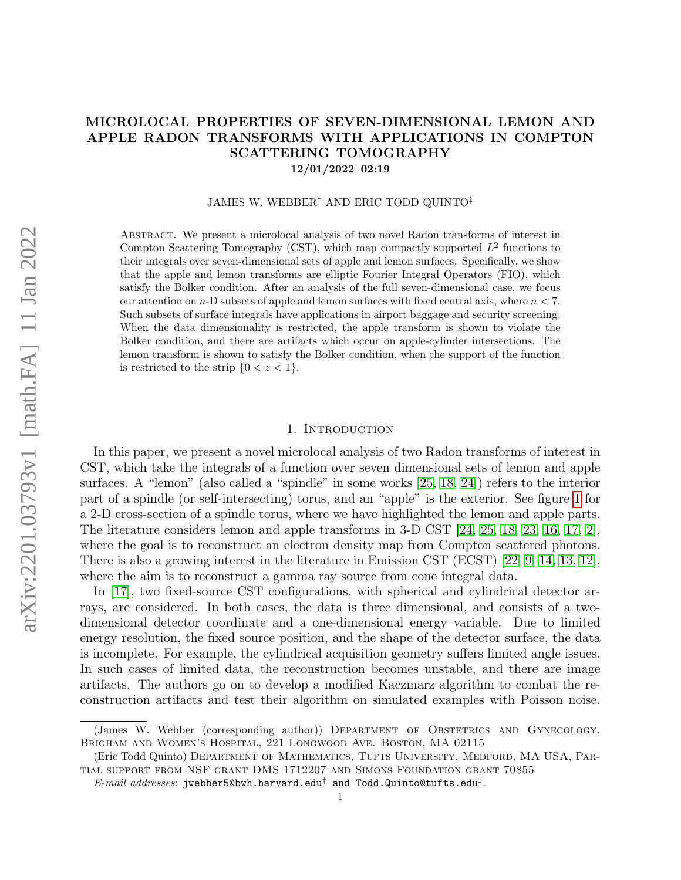# MICROLOCAL PROPERTIES OF SEVEN-DIMENSIONAL LEMON AND APPLE RADON TRANSFORMS WITH APPLICATIONS IN COMPTON SCATTERING TOMOGRAPHY

**12/01/2022 02:19**

JAMES W. WEBBER[†] AND ERIC TODD QUINTO[‡]

Abstract. We present a microlocal analysis of two novel Radon transforms of interest in Compton Scattering Tomography (CST), which map compactly supported $L^2$ functions to their integrals over seven-dimensional sets of apple and lemon surfaces. Specifically, we show that the apple and lemon transforms are elliptic Fourier Integral Operators (FIO), which satisfy the Bolker condition. After an analysis of the full seven-dimensional case, we focus our attention on $n$-D subsets of apple and lemon surfaces with fixed central axis, where $n < 7$. Such subsets of surface integrals have applications in airport baggage and security screening. When the data dimensionality is restricted, the apple transform is shown to violate the Bolker condition, and there are artifacts which occur on apple-cylinder intersections. The lemon transform is shown to satisfy the Bolker condition, when the support of the function is restricted to the strip $\{0 < z < 1\}$.

## 1. Introduction

In this paper, we present a novel microlocal analysis of two Radon transforms of interest in CST, which take the integrals of a function over seven dimensional sets of lemon and apple surfaces. A "lemon" (also called a "spindle" in some works [25, 18, 24]) refers to the interior part of a spindle (or self-intersecting) torus, and an "apple" is the exterior. See figure 1 for a 2-D cross-section of a spindle torus, where we have highlighted the lemon and apple parts. The literature considers lemon and apple transforms in 3-D CST [24, 25, 18, 23, 16, 17, 2], where the goal is to reconstruct an electron density map from Compton scattered photons. There is also a growing interest in the literature in Emission CST (ECST) [22, 9, 14, 13, 12], where the aim is to reconstruct a gamma ray source from cone integral data.

In [17], two fixed-source CST configurations, with spherical and cylindrical detector arrays, are considered. In both cases, the data is three dimensional, and consists of a two-dimensional detector coordinate and a one-dimensional energy variable. Due to limited energy resolution, the fixed source position, and the shape of the detector surface, the data is incomplete. For example, the cylindrical acquisition geometry suffers limited angle issues. In such cases of limited data, the reconstruction becomes unstable, and there are image artifacts. The authors go on to develop a modified Kaczmarz algorithm to combat the reconstruction artifacts and test their algorithm on simulated examples with Poisson noise.

(James W. Webber (corresponding author)) Department of Obstetrics and Gynecology, Brigham and Women's Hospital, 221 Longwood Ave. Boston, MA 02115

(Eric Todd Quinto) Department of Mathematics, Tufts University, Medford, MA USA, Partial support from NSF grant DMS 1712207 and Simons Foundation grant 70855

*E-mail addresses*: jwebber5@bwh.harvard.edu[†] and Todd.Quinto@tufts.edu[‡].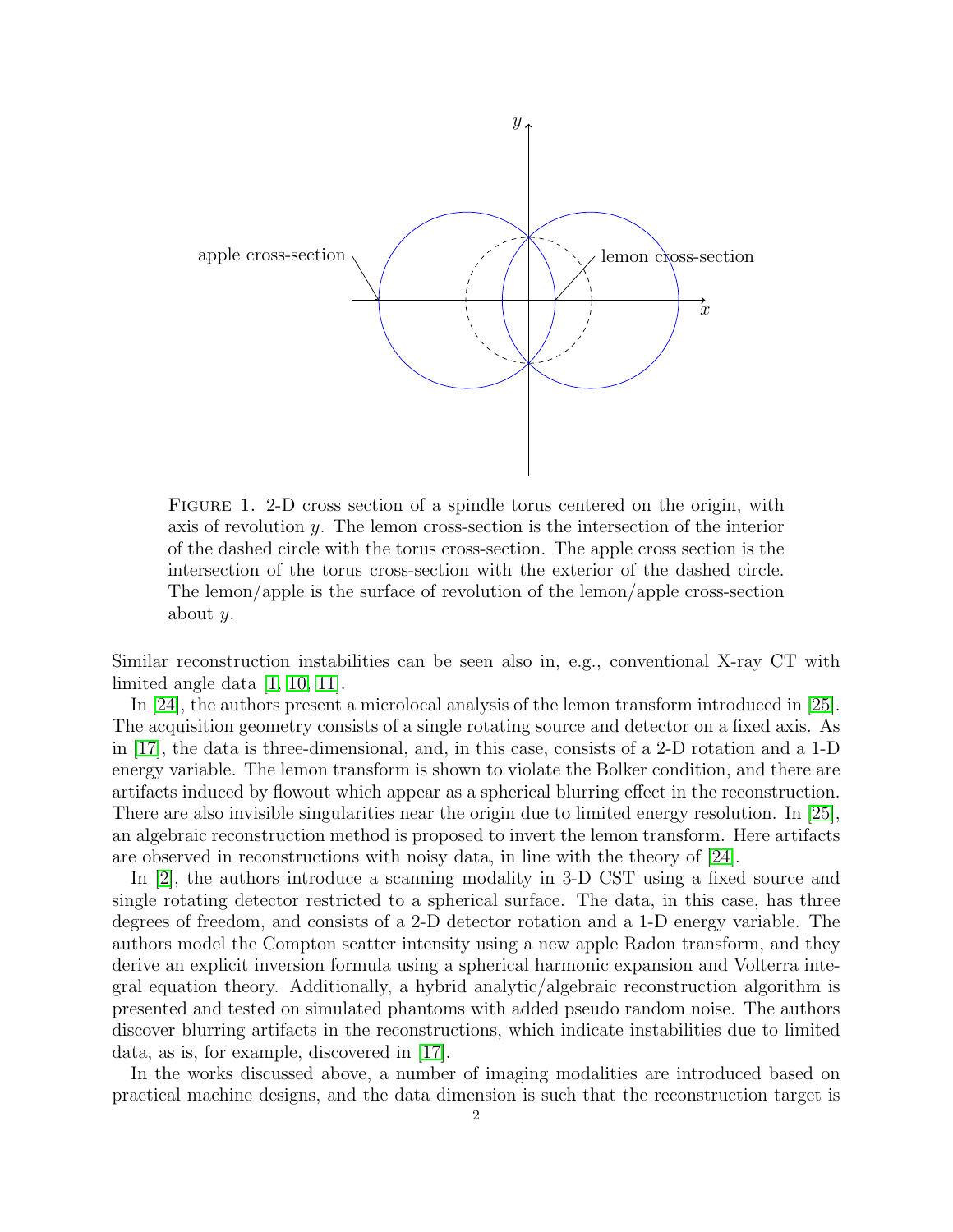y

x

apple cross-section

lemon cross-section

FIGURE 1. 2-D cross section of a spindle torus centered on the origin, with axis of revolution $y$. The lemon cross-section is the intersection of the interior of the dashed circle with the torus cross-section. The apple cross section is the intersection of the torus cross-section with the exterior of the dashed circle. The lemon/apple is the surface of revolution of the lemon/apple cross-section about $y$.

Similar reconstruction instabilities can be seen also in, e.g., conventional X-ray CT with limited angle data [1, 10, 11].

In [24], the authors present a microlocal analysis of the lemon transform introduced in [25]. The acquisition geometry consists of a single rotating source and detector on a fixed axis. As in [17], the data is three-dimensional, and, in this case, consists of a 2-D rotation and a 1-D energy variable. The lemon transform is shown to violate the Bolker condition, and there are artifacts induced by flowout which appear as a spherical blurring effect in the reconstruction. There are also invisible singularities near the origin due to limited energy resolution. In [25], an algebraic reconstruction method is proposed to invert the lemon transform. Here artifacts are observed in reconstructions with noisy data, in line with the theory of [24].

In [2], the authors introduce a scanning modality in 3-D CST using a fixed source and single rotating detector restricted to a spherical surface. The data, in this case, has three degrees of freedom, and consists of a 2-D detector rotation and a 1-D energy variable. The authors model the Compton scatter intensity using a new apple Radon transform, and they derive an explicit inversion formula using a spherical harmonic expansion and Volterra integral equation theory. Additionally, a hybrid analytic/algebraic reconstruction algorithm is presented and tested on simulated phantoms with added pseudo random noise. The authors discover blurring artifacts in the reconstructions, which indicate instabilities due to limited data, as is, for example, discovered in [17].

In the works discussed above, a number of imaging modalities are introduced based on practical machine designs, and the data dimension is such that the reconstruction target is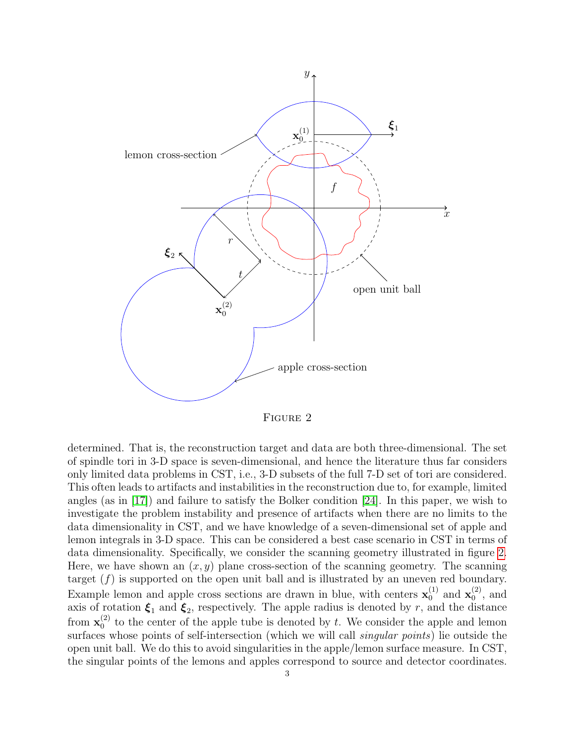y

x

$\boldsymbol{\xi}_1$

$\mathbf{x}_0^{(1)}$

lemon cross-section

$f$

$r$

$\boldsymbol{\xi}_2$

$t$

$\mathbf{x}_0^{(2)}$

open unit ball

apple cross-section

FIGURE 2

determined. That is, the reconstruction target and data are both three-dimensional. The set of spindle tori in 3-D space is seven-dimensional, and hence the literature thus far considers only limited data problems in CST, i.e., 3-D subsets of the full 7-D set of tori are considered. This often leads to artifacts and instabilities in the reconstruction due to, for example, limited angles (as in [17]) and failure to satisfy the Bolker condition [24]. In this paper, we wish to investigate the problem instability and presence of artifacts when there are no limits to the data dimensionality in CST, and we have knowledge of a seven-dimensional set of apple and lemon integrals in 3-D space. This can be considered a best case scenario in CST in terms of data dimensionality. Specifically, we consider the scanning geometry illustrated in figure 2. Here, we have shown an $(x, y)$ plane cross-section of the scanning geometry. The scanning target $(f)$ is supported on the open unit ball and is illustrated by an uneven red boundary. Example lemon and apple cross sections are drawn in blue, with centers $\mathbf{x}_0^{(1)}$ and $\mathbf{x}_0^{(2)}$, and axis of rotation $\boldsymbol{\xi}_1$ and $\boldsymbol{\xi}_2$, respectively. The apple radius is denoted by $r$, and the distance from $\mathbf{x}_0^{(2)}$ to the center of the apple tube is denoted by $t$. We consider the apple and lemon surfaces whose points of self-intersection (which we will call *singular points*) lie outside the open unit ball. We do this to avoid singularities in the apple/lemon surface measure. In CST, the singular points of the lemons and apples correspond to source and detector coordinates.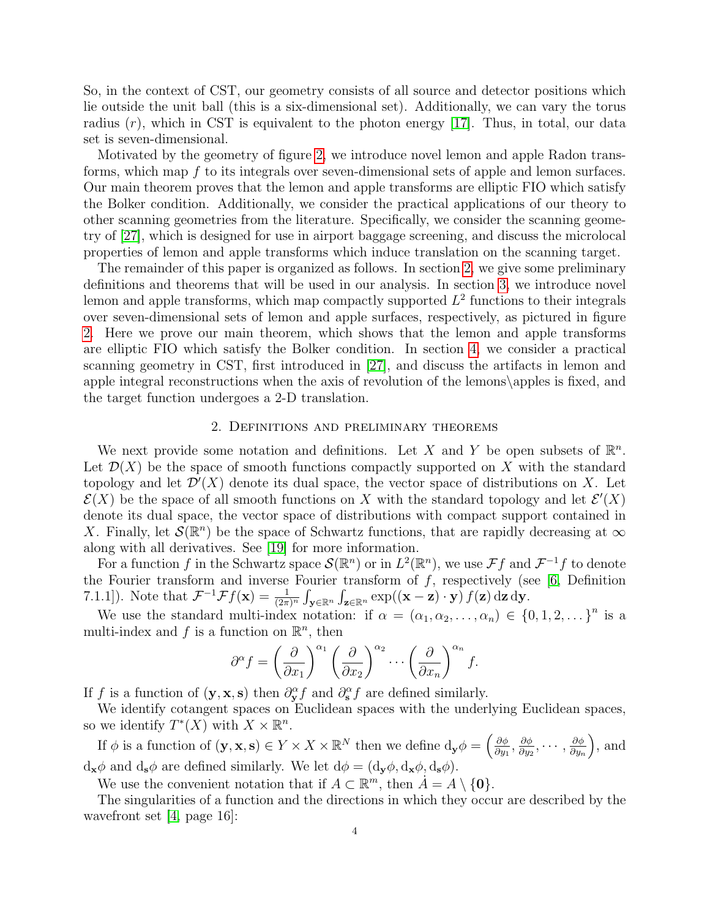So, in the context of CST, our geometry consists of all source and detector positions which lie outside the unit ball (this is a six-dimensional set). Additionally, we can vary the torus radius ($r$), which in CST is equivalent to the photon energy [17]. Thus, in total, our data set is seven-dimensional.

Motivated by the geometry of figure 2, we introduce novel lemon and apple Radon transforms, which map $f$ to its integrals over seven-dimensional sets of apple and lemon surfaces. Our main theorem proves that the lemon and apple transforms are elliptic FIO which satisfy the Bolker condition. Additionally, we consider the practical applications of our theory to other scanning geometries from the literature. Specifically, we consider the scanning geometry of [27], which is designed for use in airport baggage screening, and discuss the microlocal properties of lemon and apple transforms which induce translation on the scanning target.

The remainder of this paper is organized as follows. In section 2, we give some preliminary definitions and theorems that will be used in our analysis. In section 3, we introduce novel lemon and apple transforms, which map compactly supported $L^2$ functions to their integrals over seven-dimensional sets of lemon and apple surfaces, respectively, as pictured in figure 2. Here we prove our main theorem, which shows that the lemon and apple transforms are elliptic FIO which satisfy the Bolker condition. In section 4, we consider a practical scanning geometry in CST, first introduced in [27], and discuss the artifacts in lemon and apple integral reconstructions when the axis of revolution of the lemons\apples is fixed, and the target function undergoes a 2-D translation.

## 2. Definitions and preliminary theorems

We next provide some notation and definitions. Let $X$ and $Y$ be open subsets of $\mathbb{R}^n$. Let $\mathcal{D}(X)$ be the space of smooth functions compactly supported on $X$ with the standard topology and let $\mathcal{D}'(X)$ denote its dual space, the vector space of distributions on $X$. Let $\mathcal{E}(X)$ be the space of all smooth functions on $X$ with the standard topology and let $\mathcal{E}'(X)$ denote its dual space, the vector space of distributions with compact support contained in $X$. Finally, let $\mathcal{S}(\mathbb{R}^n)$ be the space of Schwartz functions, that are rapidly decreasing at $\infty$ along with all derivatives. See [19] for more information.

For a function $f$ in the Schwartz space $\mathcal{S}(\mathbb{R}^n)$ or in $L^2(\mathbb{R}^n)$, we use $\mathcal{F}f$ and $\mathcal{F}^{-1}f$ to denote the Fourier transform and inverse Fourier transform of $f$, respectively (see [6, Definition 7.1.1]). Note that $\mathcal{F}^{-1}\mathcal{F}f(\mathbf{x}) = \frac{1}{(2\pi)^n}\int_{\mathbf{y}\in\mathbb{R}^n}\int_{\mathbf{z}\in\mathbb{R}^n}\exp((\mathbf{x}-\mathbf{z})\cdot\mathbf{y})\, f(\mathbf{z})\,\mathrm{d}\mathbf{z}\,\mathrm{d}\mathbf{y}$.

We use the standard multi-index notation: if $\alpha = (\alpha_1, \alpha_2, \dots, \alpha_n) \in \{0, 1, 2, \dots\}^n$ is a multi-index and $f$ is a function on $\mathbb{R}^n$, then

$$\partial^\alpha f = \left(\frac{\partial}{\partial x_1}\right)^{\alpha_1}\left(\frac{\partial}{\partial x_2}\right)^{\alpha_2}\cdots\left(\frac{\partial}{\partial x_n}\right)^{\alpha_n} f.$$

If $f$ is a function of $(\mathbf{y}, \mathbf{x}, \mathbf{s})$ then $\partial^\alpha_{\mathbf{y}} f$ and $\partial^\alpha_{\mathbf{s}} f$ are defined similarly.

We identify cotangent spaces on Euclidean spaces with the underlying Euclidean spaces, so we identify $T^*(X)$ with $X \times \mathbb{R}^n$.

If $\phi$ is a function of $(\mathbf{y}, \mathbf{x}, \mathbf{s}) \in Y \times X \times \mathbb{R}^N$ then we define $\mathrm{d}_{\mathbf{y}}\phi = \left(\frac{\partial\phi}{\partial y_1}, \frac{\partial\phi}{\partial y_2}, \cdots, \frac{\partial\phi}{\partial y_n}\right)$, and $\mathrm{d}_{\mathbf{x}}\phi$ and $\mathrm{d}_{\mathbf{s}}\phi$ are defined similarly. We let $\mathrm{d}\phi = (\mathrm{d}_{\mathbf{y}}\phi, \mathrm{d}_{\mathbf{x}}\phi, \mathrm{d}_{\mathbf{s}}\phi)$.

We use the convenient notation that if $A \subset \mathbb{R}^m$, then $\dot{A} = A \setminus \{\mathbf{0}\}$.

The singularities of a function and the directions in which they occur are described by the wavefront set [4, page 16]: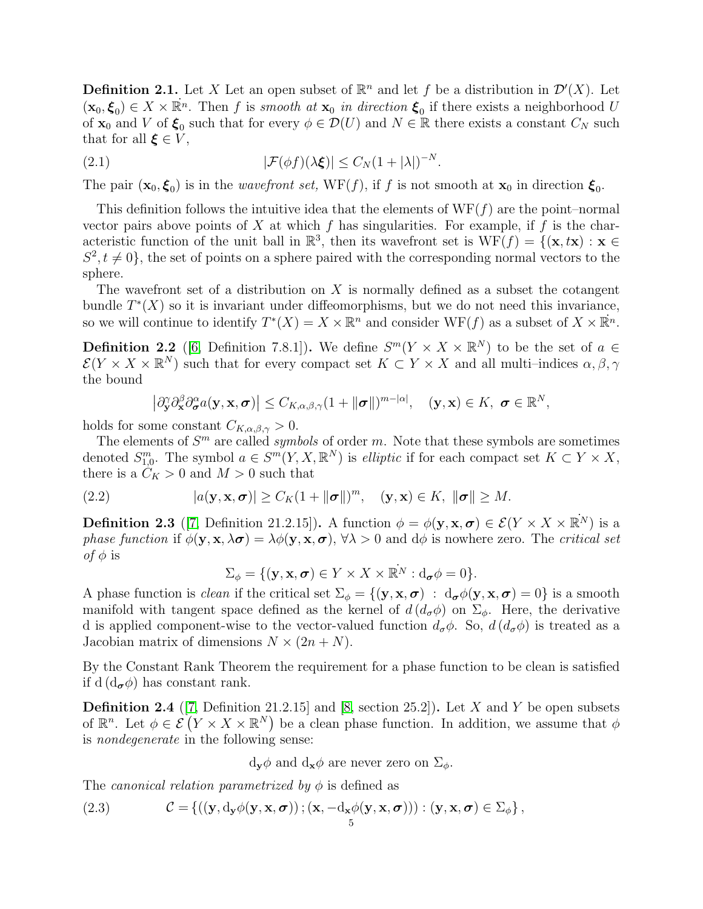**Definition 2.1.** Let $X$ Let an open subset of $\mathbb{R}^n$ and let $f$ be a distribution in $\mathcal{D}'(X)$. Let $(\mathbf{x}_0, \boldsymbol{\xi}_0) \in X \times \dot{\mathbb{R}^n}$. Then $f$ is *smooth at* $\mathbf{x}_0$ *in direction* $\boldsymbol{\xi}_0$ if there exists a neighborhood $U$ of $\mathbf{x}_0$ and $V$ of $\boldsymbol{\xi}_0$ such that for every $\phi \in \mathcal{D}(U)$ and $N \in \mathbb{R}$ there exists a constant $C_N$ such that for all $\boldsymbol{\xi} \in V$,

$$|\mathcal{F}(\phi f)(\lambda \boldsymbol{\xi})| \leq C_N (1 + |\lambda|)^{-N}. \tag{2.1}$$

The pair $(\mathbf{x}_0, \boldsymbol{\xi}_0)$ is in the *wavefront set,* $\mathrm{WF}(f)$, if $f$ is not smooth at $\mathbf{x}_0$ in direction $\boldsymbol{\xi}_0$.

This definition follows the intuitive idea that the elements of $\mathrm{WF}(f)$ are the point–normal vector pairs above points of $X$ at which $f$ has singularities. For example, if $f$ is the characteristic function of the unit ball in $\mathbb{R}^3$, then its wavefront set is $\mathrm{WF}(f) = \{(\mathbf{x}, t\mathbf{x}) : \mathbf{x} \in S^2, t \neq 0\}$, the set of points on a sphere paired with the corresponding normal vectors to the sphere.

The wavefront set of a distribution on $X$ is normally defined as a subset the cotangent bundle $T^*(X)$ so it is invariant under diffeomorphisms, but we do not need this invariance, so we will continue to identify $T^*(X) = X \times \mathbb{R}^n$ and consider $\mathrm{WF}(f)$ as a subset of $X \times \dot{\mathbb{R}^n}$.

**Definition 2.2** ([6, Definition 7.8.1])**.** We define $S^m(Y \times X \times \mathbb{R}^N)$ to be the set of $a \in \mathcal{E}(Y \times X \times \mathbb{R}^N)$ such that for every compact set $K \subset Y \times X$ and all multi–indices $\alpha, \beta, \gamma$ the bound

$$\left|\partial_{\mathbf{y}}^{\gamma} \partial_{\mathbf{x}}^{\beta} \partial_{\boldsymbol{\sigma}}^{\alpha} a(\mathbf{y}, \mathbf{x}, \boldsymbol{\sigma})\right| \leq C_{K,\alpha,\beta,\gamma} (1 + \|\boldsymbol{\sigma}\|)^{m - |\alpha|}, \quad (\mathbf{y}, \mathbf{x}) \in K, \ \boldsymbol{\sigma} \in \mathbb{R}^N,$$

holds for some constant $C_{K,\alpha,\beta,\gamma} > 0$.

The elements of $S^m$ are called *symbols* of order $m$. Note that these symbols are sometimes denoted $S^m_{1,0}$. The symbol $a \in S^m(Y, X, \mathbb{R}^N)$ is *elliptic* if for each compact set $K \subset Y \times X$, there is a $C_K > 0$ and $M > 0$ such that

$$|a(\mathbf{y}, \mathbf{x}, \boldsymbol{\sigma})| \geq C_K (1 + \|\boldsymbol{\sigma}\|)^m, \quad (\mathbf{y}, \mathbf{x}) \in K, \ \|\boldsymbol{\sigma}\| \geq M. \tag{2.2}$$

**Definition 2.3** ([7, Definition 21.2.15])**.** A function $\phi = \phi(\mathbf{y}, \mathbf{x}, \boldsymbol{\sigma}) \in \mathcal{E}(Y \times X \times \dot{\mathbb{R}^N})$ is a *phase function* if $\phi(\mathbf{y}, \mathbf{x}, \lambda\boldsymbol{\sigma}) = \lambda \phi(\mathbf{y}, \mathbf{x}, \boldsymbol{\sigma})$, $\forall \lambda > 0$ and $\mathrm{d}\phi$ is nowhere zero. The *critical set of* $\phi$ is

$$\Sigma_\phi = \{(\mathbf{y}, \mathbf{x}, \boldsymbol{\sigma}) \in Y \times X \times \dot{\mathbb{R}^N} : \mathrm{d}_{\boldsymbol{\sigma}} \phi = 0\}.$$

A phase function is *clean* if the critical set $\Sigma_\phi = \{(\mathbf{y}, \mathbf{x}, \boldsymbol{\sigma}) \ : \ \mathrm{d}_{\boldsymbol{\sigma}} \phi(\mathbf{y}, \mathbf{x}, \boldsymbol{\sigma}) = 0\}$ is a smooth manifold with tangent space defined as the kernel of $d\,(d_\sigma \phi)$ on $\Sigma_\phi$. Here, the derivative $\mathrm{d}$ is applied component-wise to the vector-valued function $d_\sigma \phi$. So, $d\,(d_\sigma \phi)$ is treated as a Jacobian matrix of dimensions $N \times (2n + N)$.

By the Constant Rank Theorem the requirement for a phase function to be clean is satisfied if $\mathrm{d}\,(\mathrm{d}_{\boldsymbol{\sigma}} \phi)$ has constant rank.

**Definition 2.4** ([7, Definition 21.2.15] and [8, section 25.2])**.** Let $X$ and $Y$ be open subsets of $\mathbb{R}^n$. Let $\phi \in \mathcal{E}\left(Y \times X \times \mathbb{R}^N\right)$ be a clean phase function. In addition, we assume that $\phi$ is *nondegenerate* in the following sense:

$$\mathrm{d}_{\mathbf{y}} \phi \text{ and } \mathrm{d}_{\mathbf{x}} \phi \text{ are never zero on } \Sigma_\phi.$$

The *canonical relation parametrized by* $\phi$ is defined as

$$\mathcal{C} = \left\{ \left( (\mathbf{y}, \mathrm{d}_{\mathbf{y}} \phi(\mathbf{y}, \mathbf{x}, \boldsymbol{\sigma})) ; (\mathbf{x}, -\mathrm{d}_{\mathbf{x}} \phi(\mathbf{y}, \mathbf{x}, \boldsymbol{\sigma})) \right) : (\mathbf{y}, \mathbf{x}, \boldsymbol{\sigma}) \in \Sigma_\phi \right\}, \tag{2.3}$$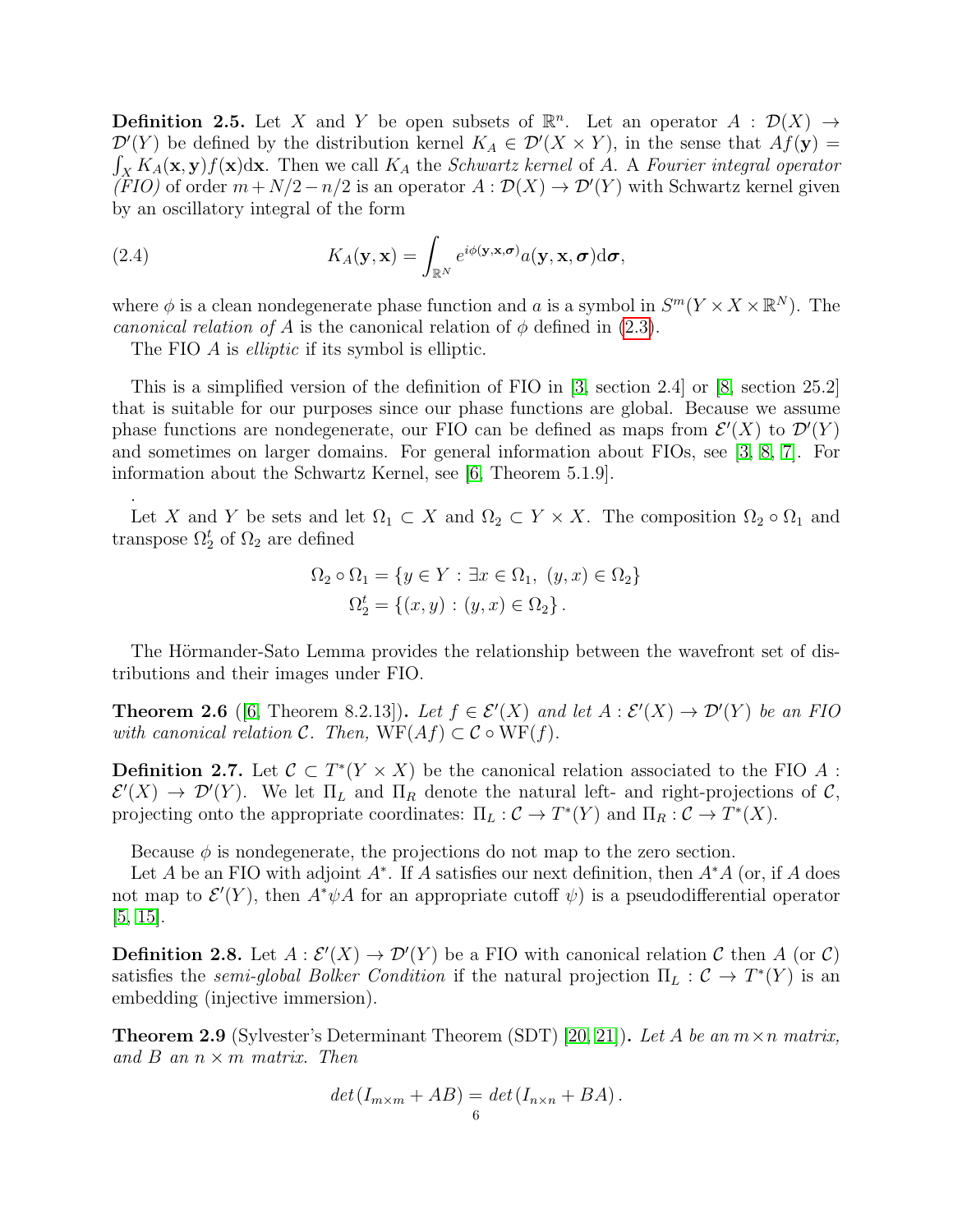**Definition 2.5.** Let $X$ and $Y$ be open subsets of $\mathbb{R}^n$. Let an operator $A : \mathcal{D}(X) \to \mathcal{D}'(Y)$ be defined by the distribution kernel $K_A \in \mathcal{D}'(X \times Y)$, in the sense that $Af(\mathbf{y}) = \int_X K_A(\mathbf{x}, \mathbf{y}) f(\mathbf{x}) \mathrm{d}\mathbf{x}$. Then we call $K_A$ the *Schwartz kernel* of $A$. A *Fourier integral operator (FIO)* of order $m + N/2 - n/2$ is an operator $A : \mathcal{D}(X) \to \mathcal{D}'(Y)$ with Schwartz kernel given by an oscillatory integral of the form

$$K_A(\mathbf{y}, \mathbf{x}) = \int_{\mathbb{R}^N} e^{i\phi(\mathbf{y}, \mathbf{x}, \boldsymbol{\sigma})} a(\mathbf{y}, \mathbf{x}, \boldsymbol{\sigma}) \mathrm{d}\boldsymbol{\sigma}, \tag{2.4}$$

where $\phi$ is a clean nondegenerate phase function and $a$ is a symbol in $S^m(Y \times X \times \mathbb{R}^N)$. The *canonical relation of* $A$ is the canonical relation of $\phi$ defined in (2.3).

The FIO $A$ is *elliptic* if its symbol is elliptic.

This is a simplified version of the definition of FIO in [3, section 2.4] or [8, section 25.2] that is suitable for our purposes since our phase functions are global. Because we assume phase functions are nondegenerate, our FIO can be defined as maps from $\mathcal{E}'(X)$ to $\mathcal{D}'(Y)$ and sometimes on larger domains. For general information about FIOs, see [3, 8, 7]. For information about the Schwartz Kernel, see [6, Theorem 5.1.9].

.

Let $X$ and $Y$ be sets and let $\Omega_1 \subset X$ and $\Omega_2 \subset Y \times X$. The composition $\Omega_2 \circ \Omega_1$ and transpose $\Omega_2^t$ of $\Omega_2$ are defined

$$\Omega_2 \circ \Omega_1 = \{y \in Y : \exists x \in \Omega_1,\ (y, x) \in \Omega_2\}$$
$$\Omega_2^t = \{(x, y) : (y, x) \in \Omega_2\}.$$

The Hörmander-Sato Lemma provides the relationship between the wavefront set of distributions and their images under FIO.

**Theorem 2.6** ([6, Theorem 8.2.13])**.** *Let $f \in \mathcal{E}'(X)$ and let $A : \mathcal{E}'(X) \to \mathcal{D}'(Y)$ be an FIO with canonical relation $\mathcal{C}$. Then,* $\mathrm{WF}(Af) \subset \mathcal{C} \circ \mathrm{WF}(f)$.

**Definition 2.7.** Let $\mathcal{C} \subset T^*(Y \times X)$ be the canonical relation associated to the FIO $A : \mathcal{E}'(X) \to \mathcal{D}'(Y)$. We let $\Pi_L$ and $\Pi_R$ denote the natural left- and right-projections of $\mathcal{C}$, projecting onto the appropriate coordinates: $\Pi_L : \mathcal{C} \to T^*(Y)$ and $\Pi_R : \mathcal{C} \to T^*(X)$.

Because $\phi$ is nondegenerate, the projections do not map to the zero section.

Let $A$ be an FIO with adjoint $A^*$. If $A$ satisfies our next definition, then $A^*A$ (or, if $A$ does not map to $\mathcal{E}'(Y)$, then $A^*\psi A$ for an appropriate cutoff $\psi$) is a pseudodifferential operator [5, 15].

**Definition 2.8.** Let $A : \mathcal{E}'(X) \to \mathcal{D}'(Y)$ be a FIO with canonical relation $\mathcal{C}$ then $A$ (or $\mathcal{C}$) satisfies the *semi-global Bolker Condition* if the natural projection $\Pi_L : \mathcal{C} \to T^*(Y)$ is an embedding (injective immersion).

**Theorem 2.9** (Sylvester's Determinant Theorem (SDT) [20, 21])**.** *Let $A$ be an $m \times n$ matrix, and $B$ an $n \times m$ matrix. Then*

$$det(I_{m \times m} + AB) = det(I_{n \times n} + BA).$$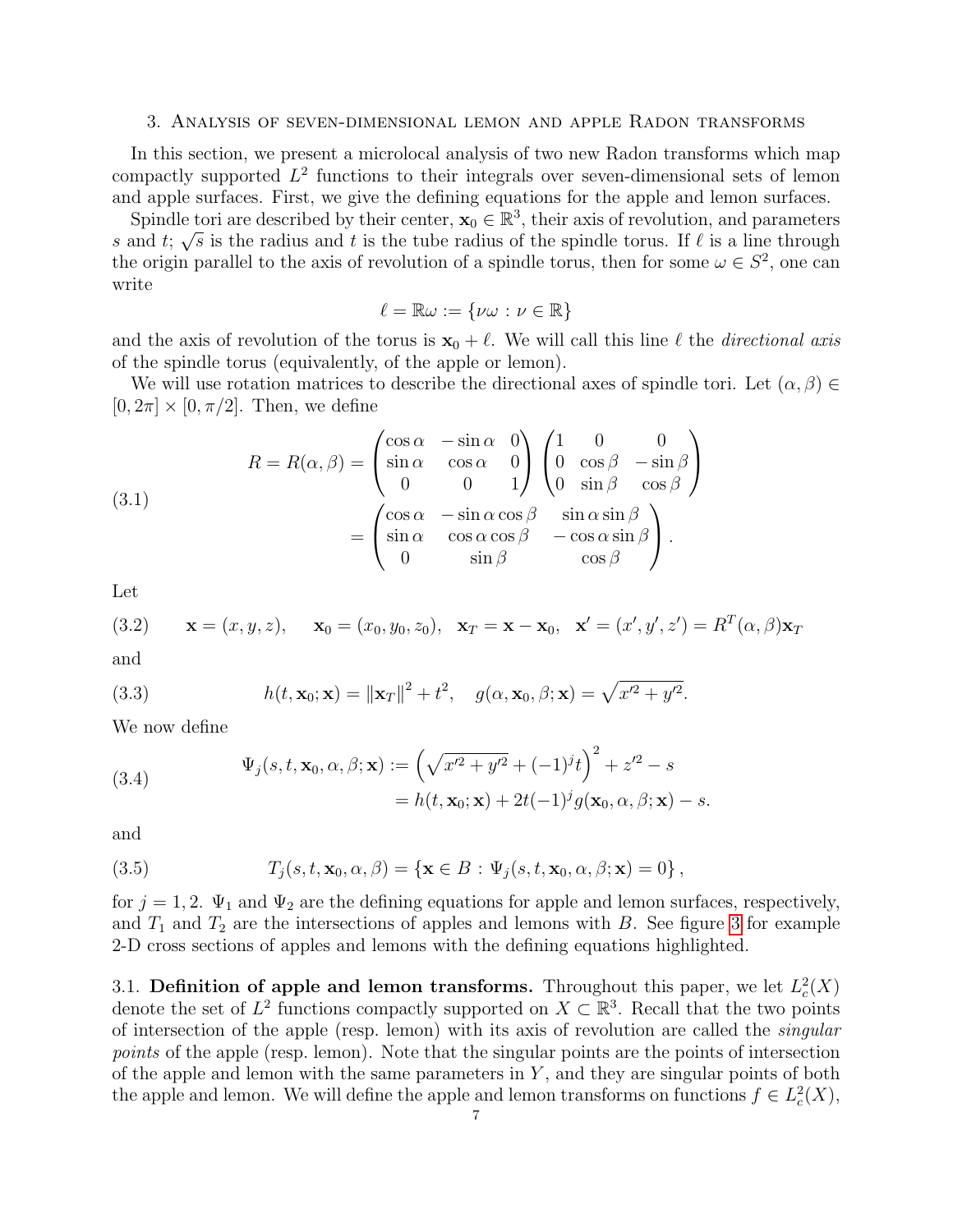## 3. Analysis of seven-dimensional lemon and apple Radon transforms

In this section, we present a microlocal analysis of two new Radon transforms which map compactly supported $L^2$ functions to their integrals over seven-dimensional sets of lemon and apple surfaces. First, we give the defining equations for the apple and lemon surfaces.

Spindle tori are described by their center, $\mathbf{x}_0 \in \mathbb{R}^3$, their axis of revolution, and parameters $s$ and $t$; $\sqrt{s}$ is the radius and $t$ is the tube radius of the spindle torus. If $\ell$ is a line through the origin parallel to the axis of revolution of a spindle torus, then for some $\omega \in S^2$, one can write

$$\ell = \mathbb{R}\omega := \{\nu\omega : \nu \in \mathbb{R}\}$$

and the axis of revolution of the torus is $\mathbf{x}_0 + \ell$. We will call this line $\ell$ the *directional axis* of the spindle torus (equivalently, of the apple or lemon).

We will use rotation matrices to describe the directional axes of spindle tori. Let $(\alpha, \beta) \in [0, 2\pi] \times [0, \pi/2]$. Then, we define

$$
\begin{aligned}
R = R(\alpha,\beta) &= \begin{pmatrix} \cos\alpha & -\sin\alpha & 0 \\ \sin\alpha & \cos\alpha & 0 \\ 0 & 0 & 1 \end{pmatrix} \begin{pmatrix} 1 & 0 & 0 \\ 0 & \cos\beta & -\sin\beta \\ 0 & \sin\beta & \cos\beta \end{pmatrix} \\
&= \begin{pmatrix} \cos\alpha & -\sin\alpha\cos\beta & \sin\alpha\sin\beta \\ \sin\alpha & \cos\alpha\cos\beta & -\cos\alpha\sin\beta \\ 0 & \sin\beta & \cos\beta \end{pmatrix}.
\end{aligned}
\tag{3.1}
$$

Let

$$\mathbf{x} = (x, y, z), \qquad \mathbf{x}_0 = (x_0, y_0, z_0), \quad \mathbf{x}_T = \mathbf{x} - \mathbf{x}_0, \quad \mathbf{x}' = (x', y', z') = R^T(\alpha,\beta)\mathbf{x}_T \tag{3.2}$$

and

$$h(t, \mathbf{x}_0; \mathbf{x}) = \|\mathbf{x}_T\|^2 + t^2, \quad g(\alpha, \mathbf{x}_0, \beta; \mathbf{x}) = \sqrt{x'^2 + y'^2}. \tag{3.3}$$

We now define

$$
\begin{aligned}
\Psi_j(s, t, \mathbf{x}_0, \alpha, \beta; \mathbf{x}) &:= \left(\sqrt{x'^2 + y'^2} + (-1)^j t\right)^2 + z'^2 - s \\
&= h(t, \mathbf{x}_0; \mathbf{x}) + 2t(-1)^j g(\mathbf{x}_0, \alpha, \beta; \mathbf{x}) - s.
\end{aligned}
\tag{3.4}
$$

and

$$T_j(s, t, \mathbf{x}_0, \alpha, \beta) = \{\mathbf{x} \in B : \Psi_j(s, t, \mathbf{x}_0, \alpha, \beta; \mathbf{x}) = 0\}, \tag{3.5}$$

for $j = 1, 2$. $\Psi_1$ and $\Psi_2$ are the defining equations for apple and lemon surfaces, respectively, and $T_1$ and $T_2$ are the intersections of apples and lemons with $B$. See figure 3 for example 2-D cross sections of apples and lemons with the defining equations highlighted.

### 3.1. Definition of apple and lemon transforms.

Throughout this paper, we let $L^2_c(X)$ denote the set of $L^2$ functions compactly supported on $X \subset \mathbb{R}^3$. Recall that the two points of intersection of the apple (resp. lemon) with its axis of revolution are called the *singular points* of the apple (resp. lemon). Note that the singular points are the points of intersection of the apple and lemon with the same parameters in $Y$, and they are singular points of both the apple and lemon. We will define the apple and lemon transforms on functions $f \in L^2_c(X)$,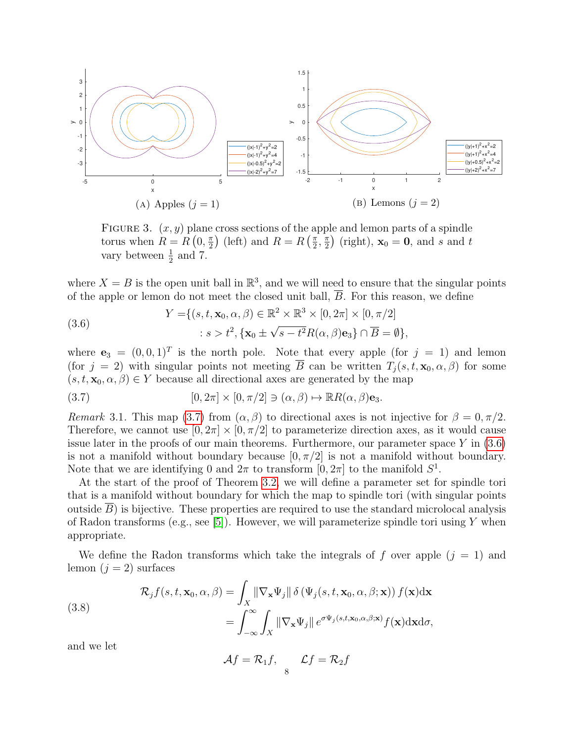(A) Apples ($j = 1$)

(B) Lemons ($j = 2$)

FIGURE 3. $(x, y)$ plane cross sections of the apple and lemon parts of a spindle torus when $R = R\left(0, \frac{\pi}{2}\right)$ (left) and $R = R\left(\frac{\pi}{2}, \frac{\pi}{2}\right)$ (right), $\mathbf{x}_0 = \mathbf{0}$, and $s$ and $t$ vary between $\frac{1}{2}$ and 7.

where $X = B$ is the open unit ball in $\mathbb{R}^3$, and we will need to ensure that the singular points of the apple or lemon do not meet the closed unit ball, $\overline{B}$. For this reason, we define

$$
\begin{aligned}
Y =\{&(s, t, \mathbf{x}_0, \alpha, \beta) \in \mathbb{R}^2 \times \mathbb{R}^3 \times [0, 2\pi] \times [0, \pi/2] \\
&: s > t^2, \{\mathbf{x}_0 \pm \sqrt{s - t^2} R(\alpha, \beta)\mathbf{e}_3\} \cap \overline{B} = \emptyset\},
\end{aligned}
\tag{3.6}
$$

where $\mathbf{e}_3 = (0, 0, 1)^T$ is the north pole. Note that every apple (for $j = 1$) and lemon (for $j = 2$) with singular points not meeting $\overline{B}$ can be written $T_j(s, t, \mathbf{x}_0, \alpha, \beta)$ for some $(s, t, \mathbf{x}_0, \alpha, \beta) \in Y$ because all directional axes are generated by the map

$$
[0, 2\pi] \times [0, \pi/2] \ni (\alpha, \beta) \mapsto \mathbb{R}R(\alpha, \beta)\mathbf{e}_3. \tag{3.7}
$$

*Remark* 3.1. This map (3.7) from $(\alpha, \beta)$ to directional axes is not injective for $\beta = 0, \pi/2$. Therefore, we cannot use $[0, 2\pi] \times [0, \pi/2]$ to parameterize direction axes, as it would cause issue later in the proofs of our main theorems. Furthermore, our parameter space $Y$ in (3.6) is not a manifold without boundary because $[0, \pi/2]$ is not a manifold without boundary. Note that we are identifying 0 and $2\pi$ to transform $[0, 2\pi]$ to the manifold $S^1$.

At the start of the proof of Theorem 3.2, we will define a parameter set for spindle tori that is a manifold without boundary for which the map to spindle tori (with singular points outside $\overline{B}$) is bijective. These properties are required to use the standard microlocal analysis of Radon transforms (e.g., see [5]). However, we will parameterize spindle tori using $Y$ when appropriate.

We define the Radon transforms which take the integrals of $f$ over apple ($j = 1$) and lemon ($j = 2$) surfaces

$$
\begin{aligned}
\mathcal{R}_j f(s, t, \mathbf{x}_0, \alpha, \beta) &= \int_X \|\nabla_{\mathbf{x}} \Psi_j\| \, \delta\left(\Psi_j(s, t, \mathbf{x}_0, \alpha, \beta; \mathbf{x})\right) f(\mathbf{x}) \mathrm{d}\mathbf{x} \\
&= \int_{-\infty}^{\infty} \int_X \|\nabla_{\mathbf{x}} \Psi_j\| \, e^{\sigma \Psi_j(s, t, \mathbf{x}_0, \alpha, \beta; \mathbf{x})} f(\mathbf{x}) \mathrm{d}\mathbf{x} \mathrm{d}\sigma,
\end{aligned}
\tag{3.8}
$$

and we let

$$
\mathcal{A}f = \mathcal{R}_1 f, \qquad \mathcal{L}f = \mathcal{R}_2 f
$$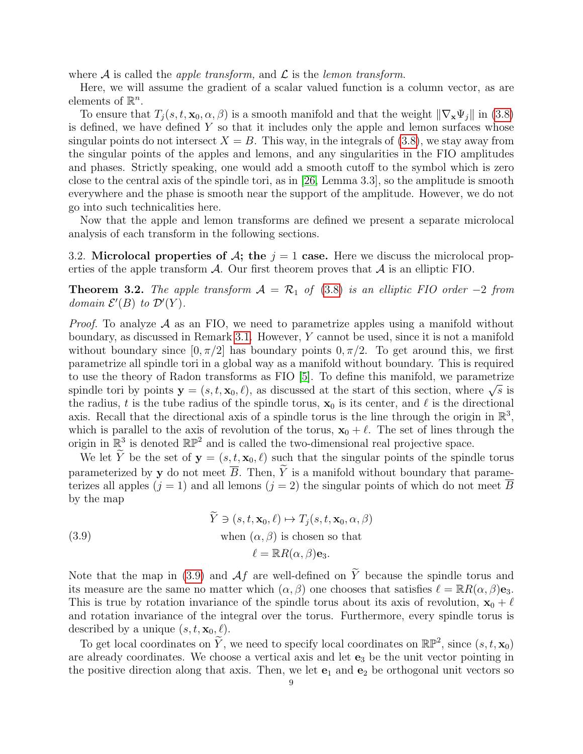where $\mathcal{A}$ is called the *apple transform,* and $\mathcal{L}$ is the *lemon transform*.

Here, we will assume the gradient of a scalar valued function is a column vector, as are elements of $\mathbb{R}^n$.

To ensure that $T_j(s,t,\mathbf{x}_0,\alpha,\beta)$ is a smooth manifold and that the weight $\|\nabla_{\mathbf{x}}\Psi_j\|$ in (3.8) is defined, we have defined $Y$ so that it includes only the apple and lemon surfaces whose singular points do not intersect $X = B$. This way, in the integrals of (3.8), we stay away from the singular points of the apples and lemons, and any singularities in the FIO amplitudes and phases. Strictly speaking, one would add a smooth cutoff to the symbol which is zero close to the central axis of the spindle tori, as in [26, Lemma 3.3], so the amplitude is smooth everywhere and the phase is smooth near the support of the amplitude. However, we do not go into such technicalities here.

Now that the apple and lemon transforms are defined we present a separate microlocal analysis of each transform in the following sections.

## 3.2. Microlocal properties of $\mathcal{A}$; the $j = 1$ case.

Here we discuss the microlocal properties of the apple transform $\mathcal{A}$. Our first theorem proves that $\mathcal{A}$ is an elliptic FIO.

**Theorem 3.2.** *The apple transform $\mathcal{A} = \mathcal{R}_1$ of (3.8) is an elliptic FIO order $-2$ from domain $\mathcal{E}'(B)$ to $\mathcal{D}'(Y)$.*

*Proof.* To analyze $\mathcal{A}$ as an FIO, we need to parametrize apples using a manifold without boundary, as discussed in Remark 3.1. However, $Y$ cannot be used, since it is not a manifold without boundary since $[0,\pi/2]$ has boundary points $0,\pi/2$. To get around this, we first parametrize all spindle tori in a global way as a manifold without boundary. This is required to use the theory of Radon transforms as FIO [5]. To define this manifold, we parametrize spindle tori by points $\mathbf{y} = (s,t,\mathbf{x}_0,\ell)$, as discussed at the start of this section, where $\sqrt{s}$ is the radius, $t$ is the tube radius of the spindle torus, $\mathbf{x}_0$ is its center, and $\ell$ is the directional axis. Recall that the directional axis of a spindle torus is the line through the origin in $\mathbb{R}^3$, which is parallel to the axis of revolution of the torus, $\mathbf{x}_0 + \ell$. The set of lines through the origin in $\mathbb{R}^3$ is denoted $\mathbb{RP}^2$ and is called the two-dimensional real projective space.

We let $\widetilde{Y}$ be the set of $\mathbf{y} = (s,t,\mathbf{x}_0,\ell)$ such that the singular points of the spindle torus parameterized by $\mathbf{y}$ do not meet $\overline{B}$. Then, $\widetilde{Y}$ is a manifold without boundary that parameterizes all apples ($j = 1$) and all lemons ($j = 2$) the singular points of which do not meet $\overline{B}$ by the map

$$
\begin{gathered}
\widetilde{Y} \ni (s,t,\mathbf{x}_0,\ell) \mapsto T_j(s,t,\mathbf{x}_0,\alpha,\beta) \\
\text{when } (\alpha,\beta) \text{ is chosen so that} \\
\ell = \mathbb{R}R(\alpha,\beta)\mathbf{e}_3.
\end{gathered}
\tag{3.9}
$$

Note that the map in (3.9) and $\mathcal{A}f$ are well-defined on $\widetilde{Y}$ because the spindle torus and its measure are the same no matter which $(\alpha,\beta)$ one chooses that satisfies $\ell = \mathbb{R}R(\alpha,\beta)\mathbf{e}_3$. This is true by rotation invariance of the spindle torus about its axis of revolution, $\mathbf{x}_0 + \ell$ and rotation invariance of the integral over the torus. Furthermore, every spindle torus is described by a unique $(s,t,\mathbf{x}_0,\ell)$.

To get local coordinates on $\widetilde{Y}$, we need to specify local coordinates on $\mathbb{RP}^2$, since $(s,t,\mathbf{x}_0)$ are already coordinates. We choose a vertical axis and let $\mathbf{e}_3$ be the unit vector pointing in the positive direction along that axis. Then, we let $\mathbf{e}_1$ and $\mathbf{e}_2$ be orthogonal unit vectors so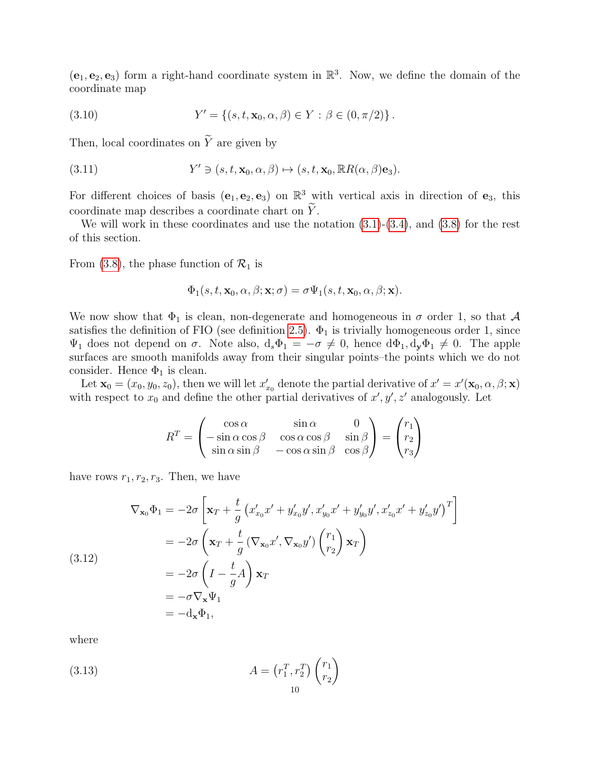$(\mathbf{e}_1, \mathbf{e}_2, \mathbf{e}_3)$ form a right-hand coordinate system in $\mathbb{R}^3$. Now, we define the domain of the coordinate map

$$Y' = \{(s, t, \mathbf{x}_0, \alpha, \beta) \in Y : \beta \in (0, \pi/2)\}. \tag{3.10}$$

Then, local coordinates on $\widetilde{Y}$ are given by

$$Y' \ni (s, t, \mathbf{x}_0, \alpha, \beta) \mapsto (s, t, \mathbf{x}_0, \mathbb{R}R(\alpha, \beta)\mathbf{e}_3). \tag{3.11}$$

For different choices of basis $(\mathbf{e}_1, \mathbf{e}_2, \mathbf{e}_3)$ on $\mathbb{R}^3$ with vertical axis in direction of $\mathbf{e}_3$, this coordinate map describes a coordinate chart on $\widetilde{Y}$.

We will work in these coordinates and use the notation (3.1)-(3.4), and (3.8) for the rest of this section.

From (3.8), the phase function of $\mathcal{R}_1$ is

$$\Phi_1(s, t, \mathbf{x}_0, \alpha, \beta; \mathbf{x}; \sigma) = \sigma \Psi_1(s, t, \mathbf{x}_0, \alpha, \beta; \mathbf{x}).$$

We now show that $\Phi_1$ is clean, non-degenerate and homogeneous in $\sigma$ order 1, so that $\mathcal{A}$ satisfies the definition of FIO (see definition 2.5). $\Phi_1$ is trivially homogeneous order 1, since $\Psi_1$ does not depend on $\sigma$. Note also, $\mathrm{d}_s \Phi_1 = -\sigma \neq 0$, hence $\mathrm{d}\Phi_1, \mathrm{d}_{\mathbf{y}}\Phi_1 \neq 0$. The apple surfaces are smooth manifolds away from their singular points–the points which we do not consider. Hence $\Phi_1$ is clean.

Let $\mathbf{x}_0 = (x_0, y_0, z_0)$, then we will let $x'_{x_0}$ denote the partial derivative of $x' = x'(\mathbf{x}_0, \alpha, \beta; \mathbf{x})$ with respect to $x_0$ and define the other partial derivatives of $x', y', z'$ analogously. Let

$$R^T = \begin{pmatrix} \cos\alpha & \sin\alpha & 0 \\ -\sin\alpha\cos\beta & \cos\alpha\cos\beta & \sin\beta \\ \sin\alpha\sin\beta & -\cos\alpha\sin\beta & \cos\beta \end{pmatrix} = \begin{pmatrix} r_1 \\ r_2 \\ r_3 \end{pmatrix}$$

have rows $r_1, r_2, r_3$. Then, we have

$$\begin{aligned}
\nabla_{\mathbf{x}_0}\Phi_1 &= -2\sigma \left[ \mathbf{x}_T + \frac{t}{g}\left( x'_{x_0}x' + y'_{x_0}y', x'_{y_0}x' + y'_{y_0}y', x'_{z_0}x' + y'_{z_0}y' \right)^T \right] \\
&= -2\sigma \left( \mathbf{x}_T + \frac{t}{g}\left( \nabla_{\mathbf{x}_0}x', \nabla_{\mathbf{x}_0}y' \right) \begin{pmatrix} r_1 \\ r_2 \end{pmatrix} \mathbf{x}_T \right) \\
&= -2\sigma \left( I - \frac{t}{g}A \right) \mathbf{x}_T \\
&= -\sigma \nabla_{\mathbf{x}} \Psi_1 \\
&= -\mathrm{d}_{\mathbf{x}}\Phi_1,
\end{aligned} \tag{3.12}$$

where

$$A = \left( r_1^T, r_2^T \right) \begin{pmatrix} r_1 \\ r_2 \end{pmatrix} \tag{3.13}$$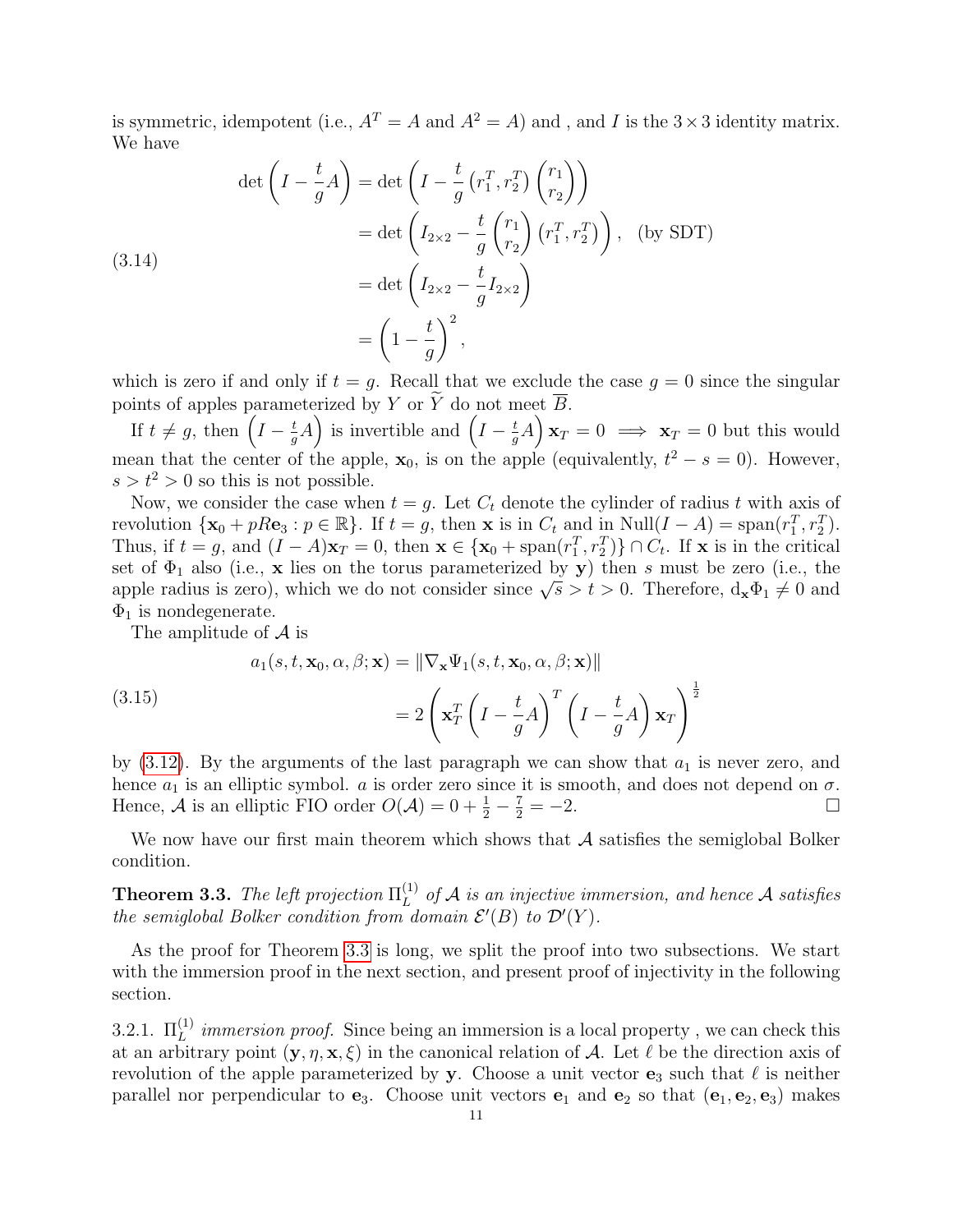is symmetric, idempotent (i.e., $A^T = A$ and $A^2 = A$) and , and $I$ is the $3 \times 3$ identity matrix. We have

$$
\begin{aligned}
\det\left(I - \frac{t}{g}A\right) &= \det\left(I - \frac{t}{g}\left(r_1^T, r_2^T\right)\begin{pmatrix} r_1 \\ r_2 \end{pmatrix}\right) \\
&= \det\left(I_{2\times 2} - \frac{t}{g}\begin{pmatrix} r_1 \\ r_2 \end{pmatrix}\left(r_1^T, r_2^T\right)\right), \quad \text{(by SDT)} \\
&= \det\left(I_{2\times 2} - \frac{t}{g}I_{2\times 2}\right) \\
&= \left(1 - \frac{t}{g}\right)^2,
\end{aligned}
\tag{3.14}
$$

which is zero if and only if $t = g$. Recall that we exclude the case $g = 0$ since the singular points of apples parameterized by $Y$ or $\widetilde{Y}$ do not meet $\overline{B}$.

If $t \neq g$, then $\left(I - \frac{t}{g}A\right)$ is invertible and $\left(I - \frac{t}{g}A\right)\mathbf{x}_T = 0 \implies \mathbf{x}_T = 0$ but this would mean that the center of the apple, $\mathbf{x}_0$, is on the apple (equivalently, $t^2 - s = 0$). However, $s > t^2 > 0$ so this is not possible.

Now, we consider the case when $t = g$. Let $C_t$ denote the cylinder of radius $t$ with axis of revolution $\{\mathbf{x}_0 + pR\mathbf{e}_3 : p \in \mathbb{R}\}$. If $t = g$, then $\mathbf{x}$ is in $C_t$ and in $\text{Null}(I - A) = \text{span}(r_1^T, r_2^T)$. Thus, if $t = g$, and $(I - A)\mathbf{x}_T = 0$, then $\mathbf{x} \in \{\mathbf{x}_0 + \text{span}(r_1^T, r_2^T)\} \cap C_t$. If $\mathbf{x}$ is in the critical set of $\Phi_1$ also (i.e., $\mathbf{x}$ lies on the torus parameterized by $\mathbf{y}$) then $s$ must be zero (i.e., the apple radius is zero), which we do not consider since $\sqrt{s} > t > 0$. Therefore, $\mathrm{d}_{\mathbf{x}}\Phi_1 \neq 0$ and $\Phi_1$ is nondegenerate.

The amplitude of $\mathcal{A}$ is

$$
\begin{aligned}
a_1(s, t, \mathbf{x}_0, \alpha, \beta; \mathbf{x}) &= \|\nabla_{\mathbf{x}}\Psi_1(s, t, \mathbf{x}_0, \alpha, \beta; \mathbf{x})\| \\
&= 2\left(\mathbf{x}_T^T\left(I - \frac{t}{g}A\right)^T\left(I - \frac{t}{g}A\right)\mathbf{x}_T\right)^{\frac{1}{2}}
\end{aligned}
\tag{3.15}
$$

by (3.12). By the arguments of the last paragraph we can show that $a_1$ is never zero, and hence $a_1$ is an elliptic symbol. $a$ is order zero since it is smooth, and does not depend on $\sigma$. Hence, $\mathcal{A}$ is an elliptic FIO order $O(\mathcal{A}) = 0 + \frac{1}{2} - \frac{7}{2} = -2$. □

We now have our first main theorem which shows that $\mathcal{A}$ satisfies the semiglobal Bolker condition.

**Theorem 3.3.** *The left projection $\Pi_L^{(1)}$ of $\mathcal{A}$ is an injective immersion, and hence $\mathcal{A}$ satisfies the semiglobal Bolker condition from domain $\mathcal{E}'(B)$ to $\mathcal{D}'(Y)$.*

As the proof for Theorem 3.3 is long, we split the proof into two subsections. We start with the immersion proof in the next section, and present proof of injectivity in the following section.

3.2.1. $\Pi_L^{(1)}$ *immersion proof.* Since being an immersion is a local property , we can check this at an arbitrary point $(\mathbf{y}, \eta, \mathbf{x}, \xi)$ in the canonical relation of $\mathcal{A}$. Let $\ell$ be the direction axis of revolution of the apple parameterized by $\mathbf{y}$. Choose a unit vector $\mathbf{e}_3$ such that $\ell$ is neither parallel nor perpendicular to $\mathbf{e}_3$. Choose unit vectors $\mathbf{e}_1$ and $\mathbf{e}_2$ so that $(\mathbf{e}_1, \mathbf{e}_2, \mathbf{e}_3)$ makes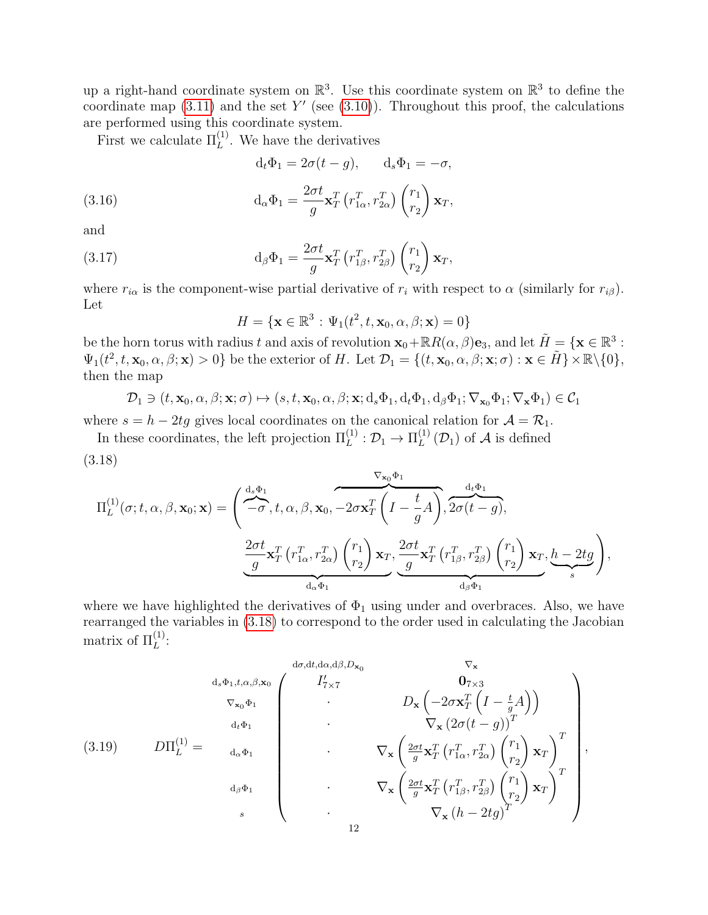up a right-hand coordinate system on $\mathbb{R}^3$. Use this coordinate system on $\mathbb{R}^3$ to define the coordinate map (3.11) and the set $Y'$ (see (3.10)). Throughout this proof, the calculations are performed using this coordinate system.

First we calculate $\Pi_L^{(1)}$. We have the derivatives

$$\mathrm{d}_t\Phi_1 = 2\sigma(t-g), \qquad \mathrm{d}_s\Phi_1 = -\sigma,$$

$$\mathrm{d}_\alpha\Phi_1 = \frac{2\sigma t}{g}\mathbf{x}_T^T\left(r_{1\alpha}^T, r_{2\alpha}^T\right)\begin{pmatrix} r_1 \\ r_2 \end{pmatrix}\mathbf{x}_T, \tag{3.16}$$

and

$$\mathrm{d}_\beta\Phi_1 = \frac{2\sigma t}{g}\mathbf{x}_T^T\left(r_{1\beta}^T, r_{2\beta}^T\right)\begin{pmatrix} r_1 \\ r_2 \end{pmatrix}\mathbf{x}_T, \tag{3.17}$$

where $r_{i\alpha}$ is the component-wise partial derivative of $r_i$ with respect to $\alpha$ (similarly for $r_{i\beta}$). Let

$$H = \{\mathbf{x} \in \mathbb{R}^3 : \Psi_1(t^2, t, \mathbf{x}_0, \alpha, \beta; \mathbf{x}) = 0\}$$

be the horn torus with radius $t$ and axis of revolution $\mathbf{x}_0 + \mathbb{R}R(\alpha,\beta)\mathbf{e}_3$, and let $\tilde{H} = \{\mathbf{x} \in \mathbb{R}^3 : \Psi_1(t^2, t, \mathbf{x}_0, \alpha, \beta; \mathbf{x}) > 0\}$ be the exterior of $H$. Let $\mathcal{D}_1 = \{(t, \mathbf{x}_0, \alpha, \beta; \mathbf{x}; \sigma) : \mathbf{x} \in \tilde{H}\} \times \mathbb{R}\backslash\{0\}$, then the map

$$\mathcal{D}_1 \ni (t, \mathbf{x}_0, \alpha, \beta; \mathbf{x}; \sigma) \mapsto (s, t, \mathbf{x}_0, \alpha, \beta; \mathbf{x}; \mathrm{d}_s\Phi_1, \mathrm{d}_t\Phi_1, \mathrm{d}_\beta\Phi_1; \nabla_{\mathbf{x}_0}\Phi_1; \nabla_{\mathbf{x}}\Phi_1) \in \mathcal{C}_1$$

where $s = h - 2tg$ gives local coordinates on the canonical relation for $\mathcal{A} = \mathcal{R}_1$.

In these coordinates, the left projection $\Pi_L^{(1)} : \mathcal{D}_1 \to \Pi_L^{(1)}(\mathcal{D}_1)$ of $\mathcal{A}$ is defined

$$\Pi_L^{(1)}(\sigma; t, \alpha, \beta, \mathbf{x}_0; \mathbf{x}) = \Bigg(\overbrace{-\sigma}^{\mathrm{d}_s\Phi_1}, t, \alpha, \beta, \mathbf{x}_0, \overbrace{-2\sigma\mathbf{x}_T^T\left(I - \frac{t}{g}A\right)}^{\nabla_{\mathbf{x}_0}\Phi_1}, \overbrace{2\sigma(t-g)}^{\mathrm{d}_t\Phi_1},$$
$$\underbrace{\frac{2\sigma t}{g}\mathbf{x}_T^T\left(r_{1\alpha}^T, r_{2\alpha}^T\right)\begin{pmatrix} r_1 \\ r_2 \end{pmatrix}\mathbf{x}_T}_{\mathrm{d}_\alpha\Phi_1}, \underbrace{\frac{2\sigma t}{g}\mathbf{x}_T^T\left(r_{1\beta}^T, r_{2\beta}^T\right)\begin{pmatrix} r_1 \\ r_2 \end{pmatrix}\mathbf{x}_T}_{\mathrm{d}_\beta\Phi_1}, \underbrace{h - 2tg}_{s}\Bigg), \tag{3.18}$$

where we have highlighted the derivatives of $\Phi_1$ using under and overbraces. Also, we have rearranged the variables in (3.18) to correspond to the order used in calculating the Jacobian matrix of $\Pi_L^{(1)}$:

$$D\Pi_L^{(1)} = \begin{array}{c} \\ \mathrm{d}_s\Phi_1, t, \alpha, \beta, \mathbf{x}_0 \\ \nabla_{\mathbf{x}_0}\Phi_1 \\ \mathrm{d}_t\Phi_1 \\ \mathrm{d}_\alpha\Phi_1 \\ \mathrm{d}_\beta\Phi_1 \\ s \end{array} \begin{array}{c} \begin{array}{cc} \mathrm{d}\sigma, \mathrm{d}t, \mathrm{d}\alpha, \mathrm{d}\beta, D_{\mathbf{x}_0} & \nabla_{\mathbf{x}} \end{array} \\ \begin{pmatrix} I'_{7\times 7} & \mathbf{0}_{7\times 3} \\ \cdot & D_{\mathbf{x}}\left(-2\sigma\mathbf{x}_T^T\left(I - \frac{t}{g}A\right)\right) \\ \cdot & \nabla_{\mathbf{x}}\left(2\sigma(t-g)\right)^T \\ \cdot & \nabla_{\mathbf{x}}\left(\frac{2\sigma t}{g}\mathbf{x}_T^T\left(r_{1\alpha}^T, r_{2\alpha}^T\right)\begin{pmatrix} r_1 \\ r_2 \end{pmatrix}\mathbf{x}_T\right)^T \\ \cdot & \nabla_{\mathbf{x}}\left(\frac{2\sigma t}{g}\mathbf{x}_T^T\left(r_{1\beta}^T, r_{2\beta}^T\right)\begin{pmatrix} r_1 \\ r_2 \end{pmatrix}\mathbf{x}_T\right)^T \\ \cdot & \nabla_{\mathbf{x}}\left(h - 2tg\right)^T \end{pmatrix} \end{array}, \tag{3.19}$$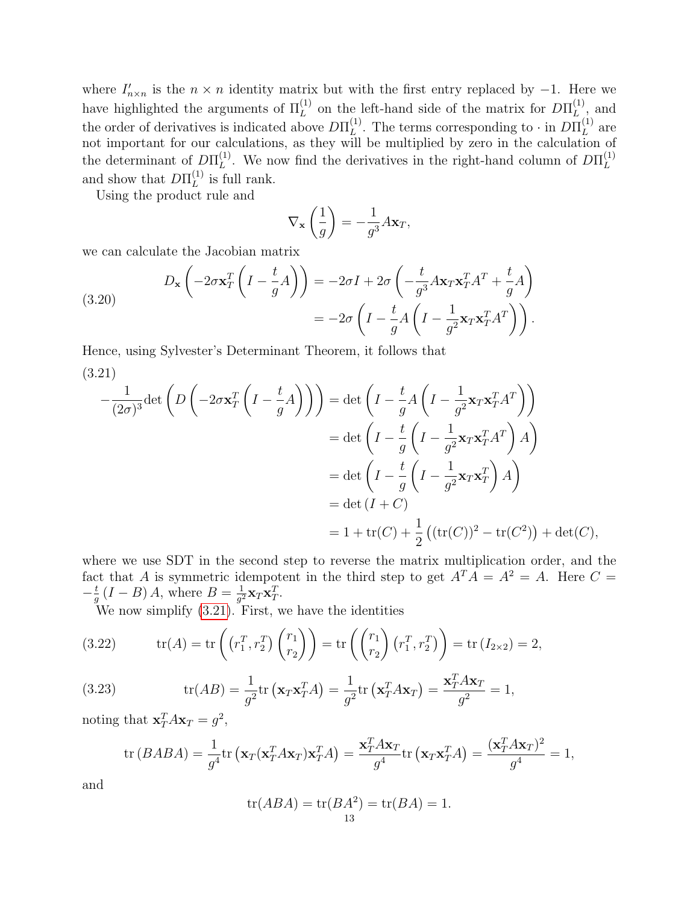where $I'_{n\times n}$ is the $n \times n$ identity matrix but with the first entry replaced by $-1$. Here we have highlighted the arguments of $\Pi_L^{(1)}$ on the left-hand side of the matrix for $D\Pi_L^{(1)}$, and the order of derivatives is indicated above $D\Pi_L^{(1)}$. The terms corresponding to $\cdot$ in $D\Pi_L^{(1)}$ are not important for our calculations, as they will be multiplied by zero in the calculation of the determinant of $D\Pi_L^{(1)}$. We now find the derivatives in the right-hand column of $D\Pi_L^{(1)}$ and show that $D\Pi_L^{(1)}$ is full rank.

Using the product rule and

$$\nabla_{\mathbf{x}} \left(\frac{1}{g}\right) = -\frac{1}{g^3} A\mathbf{x}_T,$$

we can calculate the Jacobian matrix

$$\begin{aligned} D_{\mathbf{x}} \left(-2\sigma \mathbf{x}_T^T \left(I - \frac{t}{g}A\right)\right) &= -2\sigma I + 2\sigma \left(-\frac{t}{g^3} A\mathbf{x}_T\mathbf{x}_T^T A^T + \frac{t}{g}A\right) \\ &= -2\sigma \left(I - \frac{t}{g}A\left(I - \frac{1}{g^2}\mathbf{x}_T\mathbf{x}_T^T A^T\right)\right). \end{aligned} \tag{3.20}$$

Hence, using Sylvester's Determinant Theorem, it follows that

$$\begin{aligned} -\frac{1}{(2\sigma)^3}\det\left(D\left(-2\sigma \mathbf{x}_T^T\left(I - \frac{t}{g}A\right)\right)\right) &= \det\left(I - \frac{t}{g}A\left(I - \frac{1}{g^2}\mathbf{x}_T\mathbf{x}_T^T A^T\right)\right) \\ &= \det\left(I - \frac{t}{g}\left(I - \frac{1}{g^2}\mathbf{x}_T\mathbf{x}_T^T A^T\right)A\right) \\ &= \det\left(I - \frac{t}{g}\left(I - \frac{1}{g^2}\mathbf{x}_T\mathbf{x}_T^T\right)A\right) \\ &= \det(I + C) \\ &= 1 + \operatorname{tr}(C) + \frac{1}{2}\left((\operatorname{tr}(C))^2 - \operatorname{tr}(C^2)\right) + \det(C), \end{aligned} \tag{3.21}$$

where we use SDT in the second step to reverse the matrix multiplication order, and the fact that $A$ is symmetric idempotent in the third step to get $A^T A = A^2 = A$. Here $C = -\frac{t}{g}(I - B)A$, where $B = \frac{1}{g^2}\mathbf{x}_T\mathbf{x}_T^T$.

We now simplify (3.21). First, we have the identities

$$\operatorname{tr}(A) = \operatorname{tr}\left(\left(r_1^T, r_2^T\right)\begin{pmatrix} r_1 \\ r_2 \end{pmatrix}\right) = \operatorname{tr}\left(\begin{pmatrix} r_1 \\ r_2 \end{pmatrix}\left(r_1^T, r_2^T\right)\right) = \operatorname{tr}\left(I_{2\times 2}\right) = 2, \tag{3.22}$$

$$\operatorname{tr}(AB) = \frac{1}{g^2}\operatorname{tr}\left(\mathbf{x}_T\mathbf{x}_T^T A\right) = \frac{1}{g^2}\operatorname{tr}\left(\mathbf{x}_T^T A\mathbf{x}_T\right) = \frac{\mathbf{x}_T^T A\mathbf{x}_T}{g^2} = 1, \tag{3.23}$$

noting that $\mathbf{x}_T^T A\mathbf{x}_T = g^2$,

$$\operatorname{tr}(BABA) = \frac{1}{g^4}\operatorname{tr}\left(\mathbf{x}_T(\mathbf{x}_T^T A\mathbf{x}_T)\mathbf{x}_T^T A\right) = \frac{\mathbf{x}_T^T A\mathbf{x}_T}{g^4}\operatorname{tr}\left(\mathbf{x}_T\mathbf{x}_T^T A\right) = \frac{(\mathbf{x}_T^T A\mathbf{x}_T)^2}{g^4} = 1,$$

and

$$\operatorname{tr}(ABA) = \operatorname{tr}(BA^2) = \operatorname{tr}(BA) = 1.$$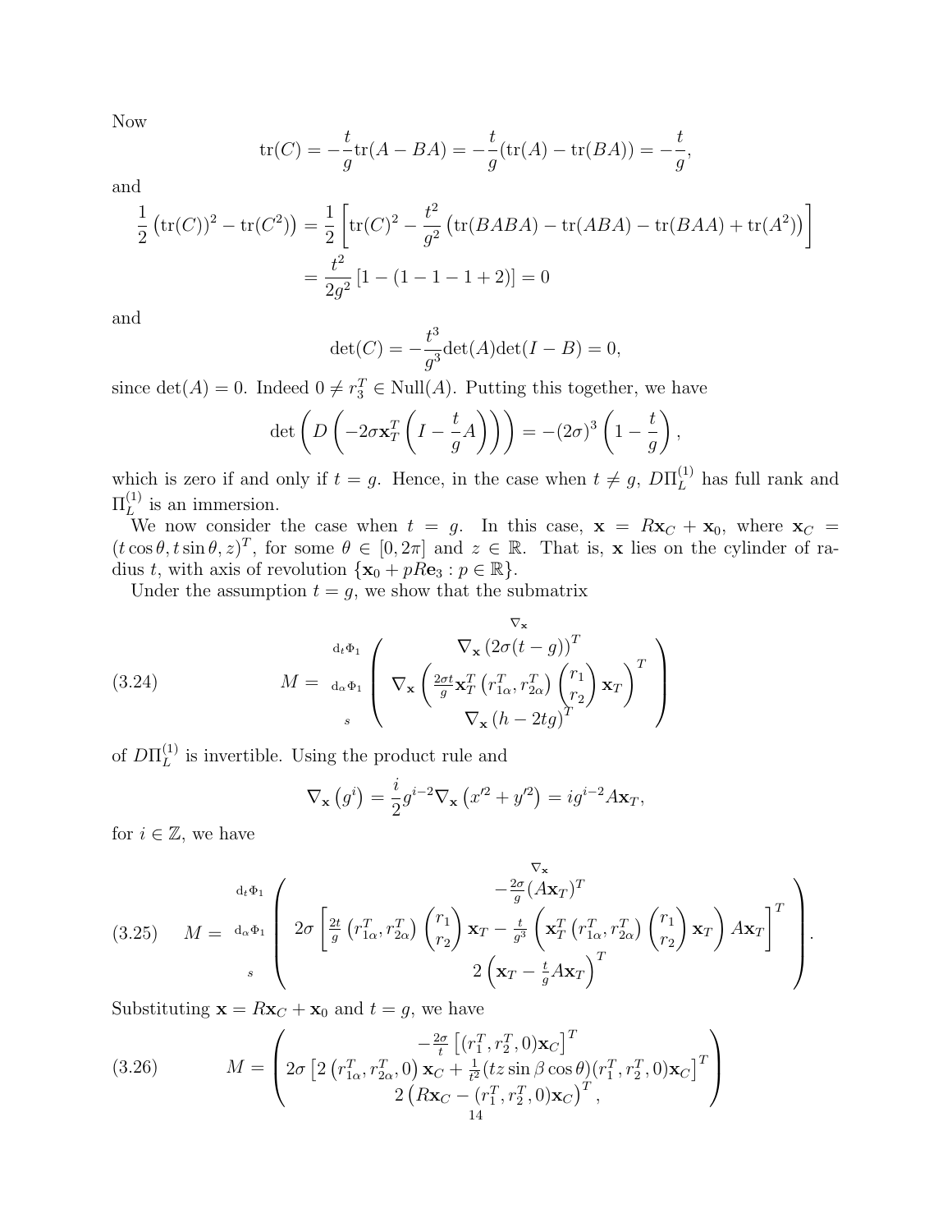Now

$$\operatorname{tr}(C) = -\frac{t}{g}\operatorname{tr}(A - BA) = -\frac{t}{g}(\operatorname{tr}(A) - \operatorname{tr}(BA)) = -\frac{t}{g},$$

and

$$\begin{aligned}
\frac{1}{2}\left(\operatorname{tr}(C))^2 - \operatorname{tr}(C^2)\right) &= \frac{1}{2}\left[\operatorname{tr}(C)^2 - \frac{t^2}{g^2}\left(\operatorname{tr}(BABA) - \operatorname{tr}(ABA) - \operatorname{tr}(BAA) + \operatorname{tr}(A^2)\right)\right] \\
&= \frac{t^2}{2g^2}\left[1 - (1 - 1 - 1 + 2)\right] = 0
\end{aligned}$$

and

$$\det(C) = -\frac{t^3}{g^3}\det(A)\det(I - B) = 0,$$

since $\det(A) = 0$. Indeed $0 \neq r_3^T \in \operatorname{Null}(A)$. Putting this together, we have

$$\det\left(D\left(-2\sigma \mathbf{x}_T^T\left(I - \frac{t}{g}A\right)\right)\right) = -(2\sigma)^3\left(1 - \frac{t}{g}\right),$$

which is zero if and only if $t = g$. Hence, in the case when $t \neq g$, $D\Pi_L^{(1)}$ has full rank and $\Pi_L^{(1)}$ is an immersion.

We now consider the case when $t = g$. In this case, $\mathbf{x} = R\mathbf{x}_C + \mathbf{x}_0$, where $\mathbf{x}_C = (t\cos\theta, t\sin\theta, z)^T$, for some $\theta \in [0, 2\pi]$ and $z \in \mathbb{R}$. That is, $\mathbf{x}$ lies on the cylinder of radius $t$, with axis of revolution $\{\mathbf{x}_0 + pR\mathbf{e}_3 : p \in \mathbb{R}\}$.

Under the assumption $t = g$, we show that the submatrix

$$M = \begin{matrix} \mathrm{d}_t\Phi_1 \\ \mathrm{d}_\alpha\Phi_1 \\ s \end{matrix}\overset{\nabla_{\mathbf{x}}}{\begin{pmatrix} \nabla_{\mathbf{x}}\left(2\sigma(t - g)\right)^T \\ \nabla_{\mathbf{x}}\left(\frac{2\sigma t}{g}\mathbf{x}_T^T\left(r_{1\alpha}^T, r_{2\alpha}^T\right)\begin{pmatrix} r_1 \\ r_2 \end{pmatrix}\mathbf{x}_T\right)^T \\ \nabla_{\mathbf{x}}\left(h - 2tg\right)^T \end{pmatrix}} \tag{3.24}$$

of $D\Pi_L^{(1)}$ is invertible. Using the product rule and

$$\nabla_{\mathbf{x}}\left(g^i\right) = \frac{i}{2}g^{i-2}\nabla_{\mathbf{x}}\left(x'^2 + y'^2\right) = ig^{i-2}A\mathbf{x}_T,$$

for $i \in \mathbb{Z}$, we have

$$M = \begin{matrix} \mathrm{d}_t\Phi_1 \\ \mathrm{d}_\alpha\Phi_1 \\ s \end{matrix}\overset{\nabla_{\mathbf{x}}}{\begin{pmatrix} -\frac{2\sigma}{g}(A\mathbf{x}_T)^T \\ 2\sigma\left[\frac{2t}{g}\left(r_{1\alpha}^T, r_{2\alpha}^T\right)\begin{pmatrix} r_1 \\ r_2 \end{pmatrix}\mathbf{x}_T - \frac{t}{g^3}\left(\mathbf{x}_T^T\left(r_{1\alpha}^T, r_{2\alpha}^T\right)\begin{pmatrix} r_1 \\ r_2 \end{pmatrix}\mathbf{x}_T\right)A\mathbf{x}_T\right]^T \\ 2\left(\mathbf{x}_T - \frac{t}{g}A\mathbf{x}_T\right)^T \end{pmatrix}}. \tag{3.25}$$

Substituting $\mathbf{x} = R\mathbf{x}_C + \mathbf{x}_0$ and $t = g$, we have

$$M = \begin{pmatrix} -\frac{2\sigma}{t}\left[(r_1^T, r_2^T, 0)\mathbf{x}_C\right]^T \\ 2\sigma\left[2\left(r_{1\alpha}^T, r_{2\alpha}^T, 0\right)\mathbf{x}_C + \frac{1}{t^2}(tz\sin\beta\cos\theta)(r_1^T, r_2^T, 0)\mathbf{x}_C\right]^T \\ 2\left(R\mathbf{x}_C - (r_1^T, r_2^T, 0)\mathbf{x}_C\right)^T, \end{pmatrix} \tag{3.26}$$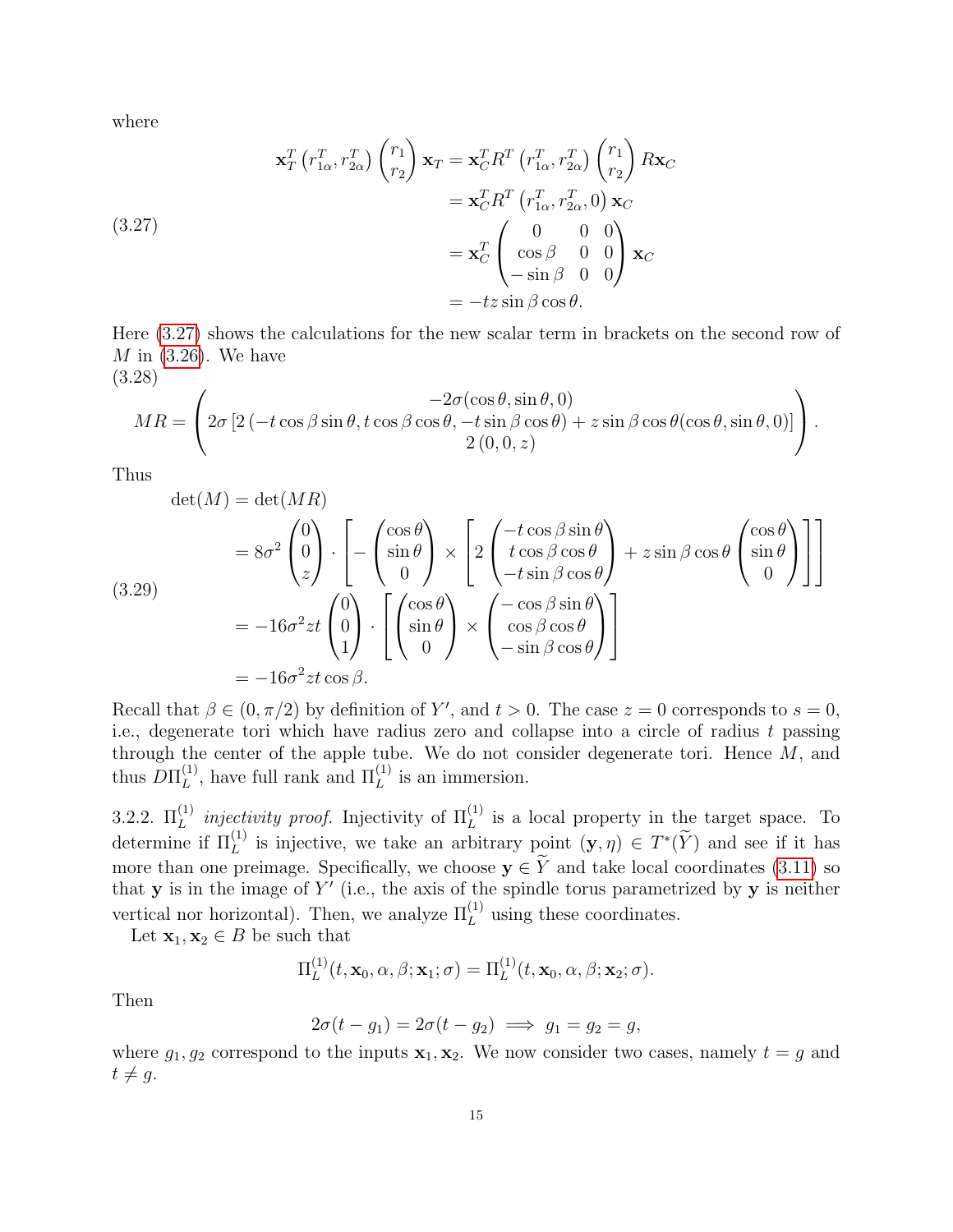where

$$
\begin{aligned}
\mathbf{x}_T^T \left(r_{1\alpha}^T, r_{2\alpha}^T\right) \begin{pmatrix} r_1 \\ r_2 \end{pmatrix} \mathbf{x}_T &= \mathbf{x}_C^T R^T \left(r_{1\alpha}^T, r_{2\alpha}^T\right) \begin{pmatrix} r_1 \\ r_2 \end{pmatrix} R\mathbf{x}_C \\
&= \mathbf{x}_C^T R^T \left(r_{1\alpha}^T, r_{2\alpha}^T, 0\right) \mathbf{x}_C \\
&= \mathbf{x}_C^T \begin{pmatrix} 0 & 0 & 0 \\ \cos\beta & 0 & 0 \\ -\sin\beta & 0 & 0 \end{pmatrix} \mathbf{x}_C \\
&= -tz\sin\beta\cos\theta.
\end{aligned} \tag{3.27}
$$

Here (3.27) shows the calculations for the new scalar term in brackets on the second row of $M$ in (3.26). We have

$$
MR = \begin{pmatrix} -2\sigma(\cos\theta, \sin\theta, 0) \\ 2\sigma\left[2\left(-t\cos\beta\sin\theta, t\cos\beta\cos\theta, -t\sin\beta\cos\theta\right) + z\sin\beta\cos\theta(\cos\theta, \sin\theta, 0)\right] \\ 2\,(0, 0, z) \end{pmatrix}. \tag{3.28}
$$

Thus

$$
\begin{aligned}
\det(M) &= \det(MR) \\
&= 8\sigma^2 \begin{pmatrix} 0 \\ 0 \\ z \end{pmatrix} \cdot \left[ -\begin{pmatrix} \cos\theta \\ \sin\theta \\ 0 \end{pmatrix} \times \left[ 2\begin{pmatrix} -t\cos\beta\sin\theta \\ t\cos\beta\cos\theta \\ -t\sin\beta\cos\theta \end{pmatrix} + z\sin\beta\cos\theta \begin{pmatrix} \cos\theta \\ \sin\theta \\ 0 \end{pmatrix} \right] \right] \\
&= -16\sigma^2 zt \begin{pmatrix} 0 \\ 0 \\ 1 \end{pmatrix} \cdot \left[ \begin{pmatrix} \cos\theta \\ \sin\theta \\ 0 \end{pmatrix} \times \begin{pmatrix} -\cos\beta\sin\theta \\ \cos\beta\cos\theta \\ -\sin\beta\cos\theta \end{pmatrix} \right] \\
&= -16\sigma^2 zt\cos\beta.
\end{aligned} \tag{3.29}
$$

Recall that $\beta \in (0, \pi/2)$ by definition of $Y'$, and $t > 0$. The case $z = 0$ corresponds to $s = 0$, i.e., degenerate tori which have radius zero and collapse into a circle of radius $t$ passing through the center of the apple tube. We do not consider degenerate tori. Hence $M$, and thus $D\Pi_L^{(1)}$, have full rank and $\Pi_L^{(1)}$ is an immersion.

3.2.2. $\Pi_L^{(1)}$ *injectivity proof.* Injectivity of $\Pi_L^{(1)}$ is a local property in the target space. To determine if $\Pi_L^{(1)}$ is injective, we take an arbitrary point $(\mathbf{y}, \eta) \in T^*(\widetilde{Y})$ and see if it has more than one preimage. Specifically, we choose $\mathbf{y} \in \widetilde{Y}$ and take local coordinates (3.11) so that $\mathbf{y}$ is in the image of $Y'$ (i.e., the axis of the spindle torus parametrized by $\mathbf{y}$ is neither vertical nor horizontal). Then, we analyze $\Pi_L^{(1)}$ using these coordinates.

Let $\mathbf{x}_1, \mathbf{x}_2 \in B$ be such that

$$
\Pi_L^{(1)}(t, \mathbf{x}_0, \alpha, \beta; \mathbf{x}_1; \sigma) = \Pi_L^{(1)}(t, \mathbf{x}_0, \alpha, \beta; \mathbf{x}_2; \sigma).
$$

Then

$$
2\sigma(t - g_1) = 2\sigma(t - g_2) \implies g_1 = g_2 = g,
$$

where $g_1, g_2$ correspond to the inputs $\mathbf{x}_1, \mathbf{x}_2$. We now consider two cases, namely $t = g$ and $t \neq g$.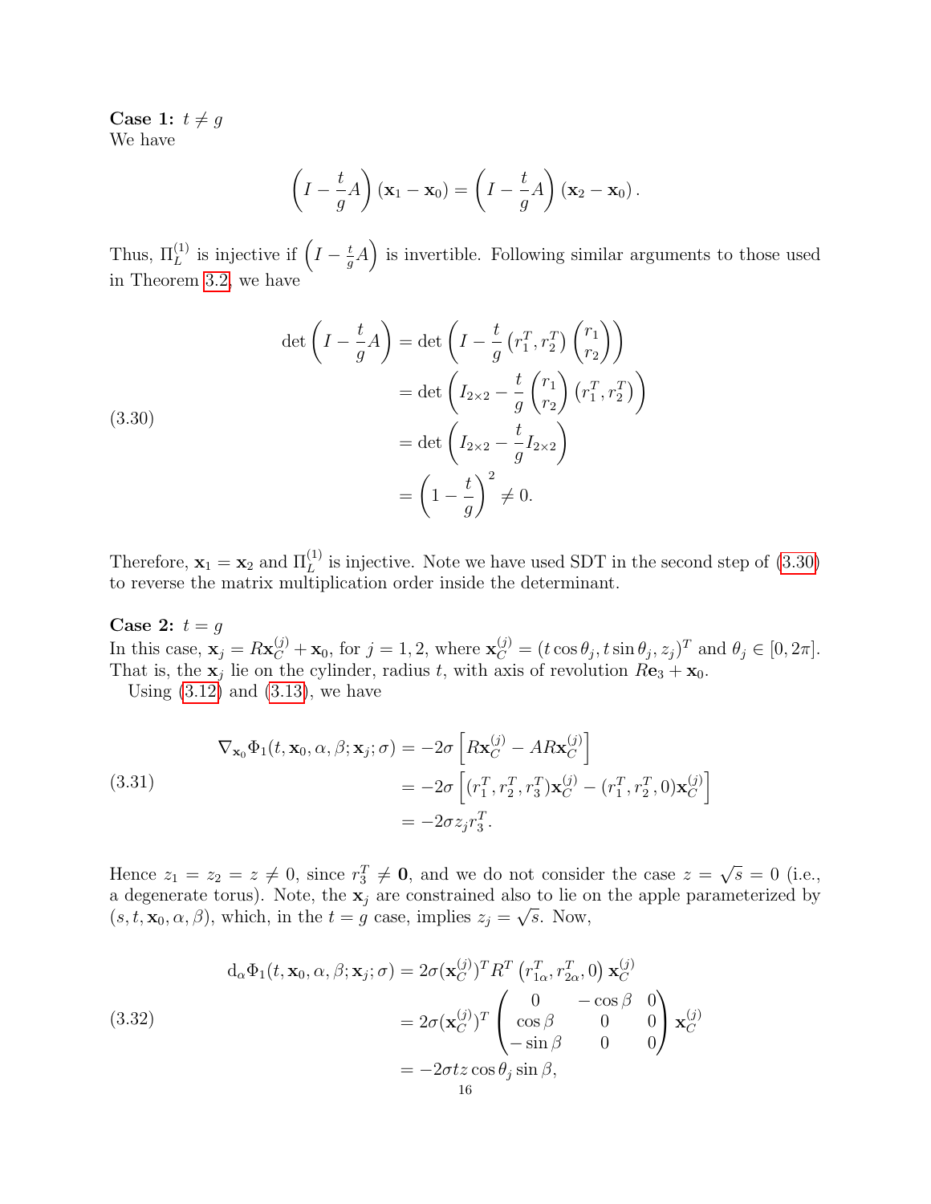**Case 1:** $t \neq g$
We have

$$\left(I - \frac{t}{g}A\right)(\mathbf{x}_1 - \mathbf{x}_0) = \left(I - \frac{t}{g}A\right)(\mathbf{x}_2 - \mathbf{x}_0).$$

Thus, $\Pi_L^{(1)}$ is injective if $\left(I - \frac{t}{g}A\right)$ is invertible. Following similar arguments to those used in Theorem 3.2, we have

$$\begin{aligned}
\det\left(I - \frac{t}{g}A\right) &= \det\left(I - \frac{t}{g}\left(r_1^T, r_2^T\right)\begin{pmatrix} r_1 \\ r_2 \end{pmatrix}\right) \\
&= \det\left(I_{2\times 2} - \frac{t}{g}\begin{pmatrix} r_1 \\ r_2 \end{pmatrix}\left(r_1^T, r_2^T\right)\right) \\
&= \det\left(I_{2\times 2} - \frac{t}{g}I_{2\times 2}\right) \\
&= \left(1 - \frac{t}{g}\right)^2 \neq 0.
\end{aligned} \tag{3.30}$$

Therefore, $\mathbf{x}_1 = \mathbf{x}_2$ and $\Pi_L^{(1)}$ is injective. Note we have used SDT in the second step of (3.30) to reverse the matrix multiplication order inside the determinant.

**Case 2:** $t = g$
In this case, $\mathbf{x}_j = R\mathbf{x}_C^{(j)} + \mathbf{x}_0$, for $j = 1, 2$, where $\mathbf{x}_C^{(j)} = (t\cos\theta_j, t\sin\theta_j, z_j)^T$ and $\theta_j \in [0, 2\pi]$. That is, the $\mathbf{x}_j$ lie on the cylinder, radius $t$, with axis of revolution $R\mathbf{e}_3 + \mathbf{x}_0$.

Using (3.12) and (3.13), we have

$$\begin{aligned}
\nabla_{\mathbf{x}_0}\Phi_1(t, \mathbf{x}_0, \alpha, \beta; \mathbf{x}_j; \sigma) &= -2\sigma\left[R\mathbf{x}_C^{(j)} - AR\mathbf{x}_C^{(j)}\right] \\
&= -2\sigma\left[(r_1^T, r_2^T, r_3^T)\mathbf{x}_C^{(j)} - (r_1^T, r_2^T, 0)\mathbf{x}_C^{(j)}\right] \\
&= -2\sigma z_j r_3^T.
\end{aligned} \tag{3.31}$$

Hence $z_1 = z_2 = z \neq 0$, since $r_3^T \neq \mathbf{0}$, and we do not consider the case $z = \sqrt{s} = 0$ (i.e., a degenerate torus). Note, the $\mathbf{x}_j$ are constrained also to lie on the apple parameterized by $(s, t, \mathbf{x}_0, \alpha, \beta)$, which, in the $t = g$ case, implies $z_j = \sqrt{s}$. Now,

$$\begin{aligned}
\mathrm{d}_\alpha\Phi_1(t, \mathbf{x}_0, \alpha, \beta; \mathbf{x}_j; \sigma) &= 2\sigma(\mathbf{x}_C^{(j)})^T R^T\left(r_{1\alpha}^T, r_{2\alpha}^T, 0\right)\mathbf{x}_C^{(j)} \\
&= 2\sigma(\mathbf{x}_C^{(j)})^T\begin{pmatrix} 0 & -\cos\beta & 0 \\ \cos\beta & 0 & 0 \\ -\sin\beta & 0 & 0 \end{pmatrix}\mathbf{x}_C^{(j)} \\
&= -2\sigma t z\cos\theta_j\sin\beta,
\end{aligned} \tag{3.32}$$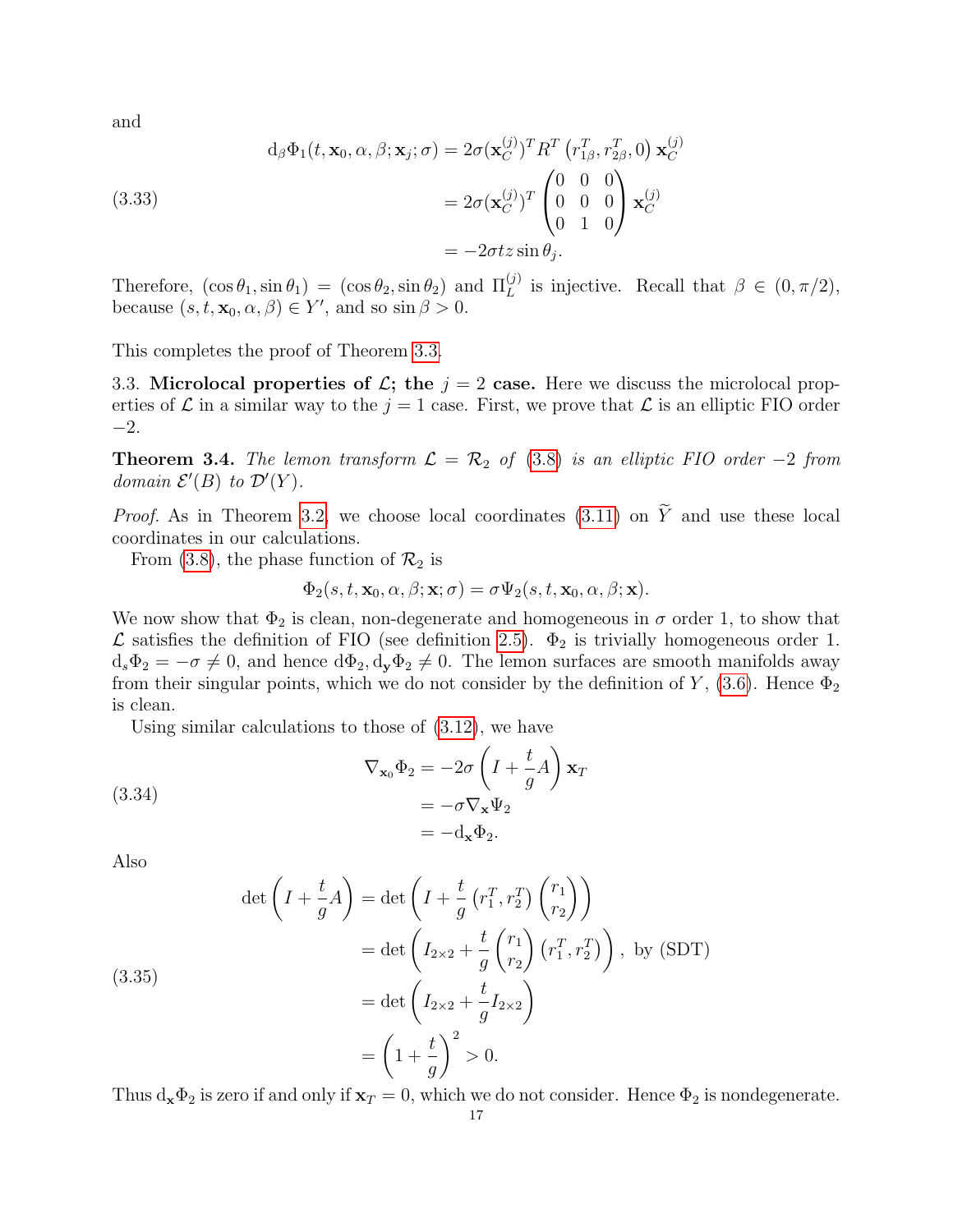and

$$
\begin{aligned}
\mathrm{d}_\beta \Phi_1(t, \mathbf{x}_0, \alpha, \beta; \mathbf{x}_j; \sigma) &= 2\sigma (\mathbf{x}_C^{(j)})^T R^T \left(r_{1\beta}^T, r_{2\beta}^T, 0\right) \mathbf{x}_C^{(j)} \\
&= 2\sigma (\mathbf{x}_C^{(j)})^T \begin{pmatrix} 0 & 0 & 0 \\ 0 & 0 & 0 \\ 0 & 1 & 0 \end{pmatrix} \mathbf{x}_C^{(j)} \\
&= -2\sigma t z \sin\theta_j.
\end{aligned} \tag{3.33}
$$

Therefore, $(\cos\theta_1, \sin\theta_1) = (\cos\theta_2, \sin\theta_2)$ and $\Pi_L^{(j)}$ is injective. Recall that $\beta \in (0, \pi/2)$, because $(s, t, \mathbf{x}_0, \alpha, \beta) \in Y'$, and so $\sin\beta > 0$.

This completes the proof of Theorem 3.3.

3.3. **Microlocal properties of $\mathcal{L}$; the $j = 2$ case.** Here we discuss the microlocal properties of $\mathcal{L}$ in a similar way to the $j = 1$ case. First, we prove that $\mathcal{L}$ is an elliptic FIO order $-2$.

**Theorem 3.4.** *The lemon transform $\mathcal{L} = \mathcal{R}_2$ of (3.8) is an elliptic FIO order $-2$ from domain $\mathcal{E}'(B)$ to $\mathcal{D}'(Y)$.*

*Proof.* As in Theorem 3.2, we choose local coordinates (3.11) on $\widetilde{Y}$ and use these local coordinates in our calculations.

From (3.8), the phase function of $\mathcal{R}_2$ is

$$
\Phi_2(s, t, \mathbf{x}_0, \alpha, \beta; \mathbf{x}; \sigma) = \sigma \Psi_2(s, t, \mathbf{x}_0, \alpha, \beta; \mathbf{x}).
$$

We now show that $\Phi_2$ is clean, non-degenerate and homogeneous in $\sigma$ order 1, to show that $\mathcal{L}$ satisfies the definition of FIO (see definition 2.5). $\Phi_2$ is trivially homogeneous order 1. $\mathrm{d}_s\Phi_2 = -\sigma \neq 0$, and hence $\mathrm{d}\Phi_2, \mathrm{d}_{\mathbf{y}}\Phi_2 \neq 0$. The lemon surfaces are smooth manifolds away from their singular points, which we do not consider by the definition of $Y$, (3.6). Hence $\Phi_2$ is clean.

Using similar calculations to those of (3.12), we have

$$
\begin{aligned}
\nabla_{\mathbf{x}_0} \Phi_2 &= -2\sigma \left(I + \frac{t}{g} A\right) \mathbf{x}_T \\
&= -\sigma \nabla_{\mathbf{x}} \Psi_2 \\
&= -\mathrm{d}_{\mathbf{x}} \Phi_2.
\end{aligned} \tag{3.34}
$$

Also

$$
\begin{aligned}
\det\left(I + \frac{t}{g} A\right) &= \det\left(I + \frac{t}{g}\left(r_1^T, r_2^T\right)\begin{pmatrix} r_1 \\ r_2 \end{pmatrix}\right) \\
&= \det\left(I_{2\times 2} + \frac{t}{g}\begin{pmatrix} r_1 \\ r_2 \end{pmatrix}\left(r_1^T, r_2^T\right)\right), \text{ by (SDT)} \\
&= \det\left(I_{2\times 2} + \frac{t}{g} I_{2\times 2}\right) \\
&= \left(1 + \frac{t}{g}\right)^2 > 0.
\end{aligned} \tag{3.35}
$$

Thus $\mathrm{d}_{\mathbf{x}}\Phi_2$ is zero if and only if $\mathbf{x}_T = 0$, which we do not consider. Hence $\Phi_2$ is nondegenerate.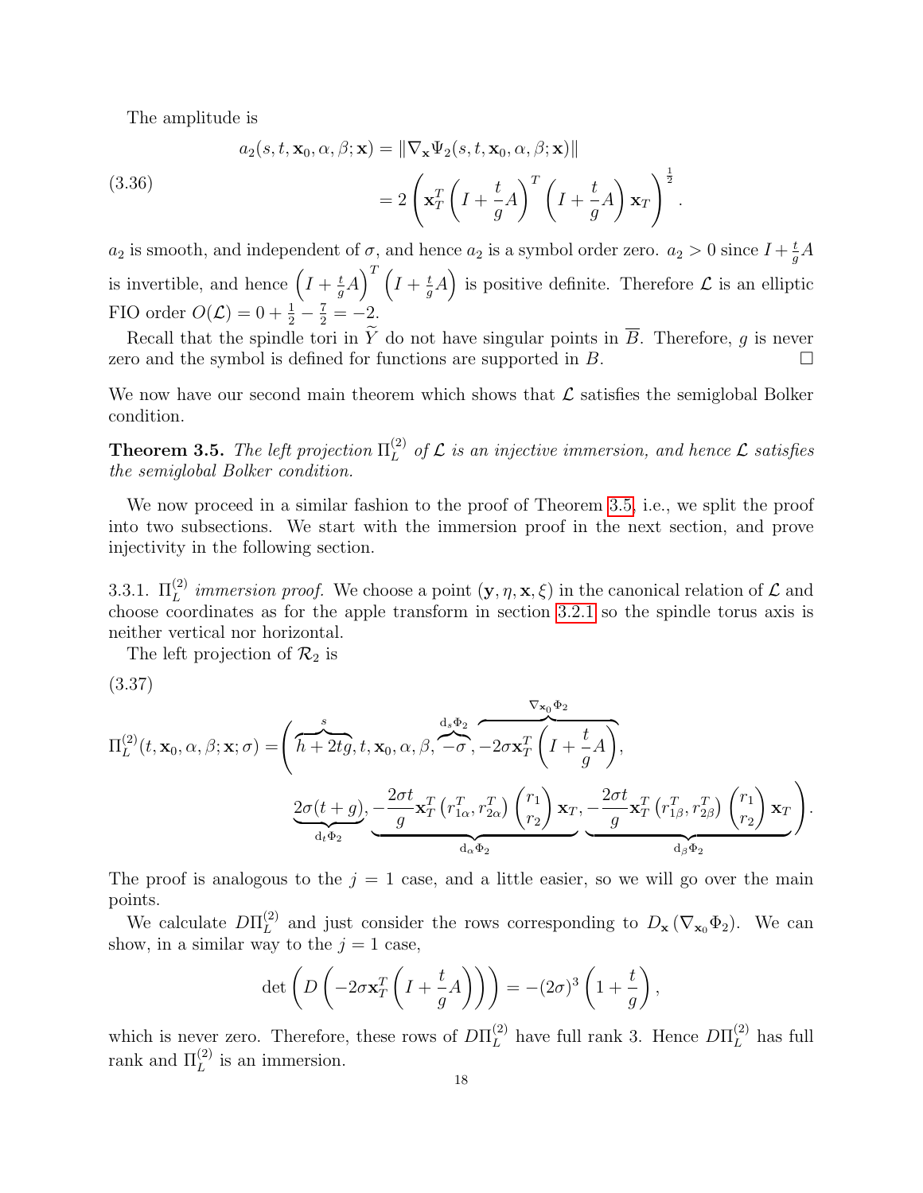The amplitude is

$$
\begin{aligned}
a_2(s,t,\mathbf{x}_0,\alpha,\beta;\mathbf{x}) &= \|\nabla_{\mathbf{x}}\Psi_2(s,t,\mathbf{x}_0,\alpha,\beta;\mathbf{x})\| \\
&= 2\left(\mathbf{x}_T^T\left(I+\frac{t}{g}A\right)^T\left(I+\frac{t}{g}A\right)\mathbf{x}_T\right)^{\frac{1}{2}}.
\end{aligned}
\tag{3.36}
$$

$a_2$ is smooth, and independent of $\sigma$, and hence $a_2$ is a symbol order zero. $a_2 > 0$ since $I+\frac{t}{g}A$ is invertible, and hence $\left(I+\frac{t}{g}A\right)^T\left(I+\frac{t}{g}A\right)$ is positive definite. Therefore $\mathcal{L}$ is an elliptic FIO order $O(\mathcal{L}) = 0+\frac{1}{2}-\frac{7}{2} = -2$.

Recall that the spindle tori in $\widetilde{Y}$ do not have singular points in $\overline{B}$. Therefore, $g$ is never zero and the symbol is defined for functions are supported in $B$. $\square$

We now have our second main theorem which shows that $\mathcal{L}$ satisfies the semiglobal Bolker condition.

**Theorem 3.5.** *The left projection $\Pi_L^{(2)}$ of $\mathcal{L}$ is an injective immersion, and hence $\mathcal{L}$ satisfies the semiglobal Bolker condition.*

We now proceed in a similar fashion to the proof of Theorem 3.5, i.e., we split the proof into two subsections. We start with the immersion proof in the next section, and prove injectivity in the following section.

3.3.1. $\Pi_L^{(2)}$ *immersion proof.* We choose a point $(\mathbf{y},\eta,\mathbf{x},\xi)$ in the canonical relation of $\mathcal{L}$ and choose coordinates as for the apple transform in section 3.2.1 so the spindle torus axis is neither vertical nor horizontal.

The left projection of $\mathcal{R}_2$ is

$$
\begin{aligned}
\Pi_L^{(2)}(t,\mathbf{x}_0,\alpha,\beta;\mathbf{x};\sigma) = \Bigg(&\overbrace{h+2tg}^{s}, t, \mathbf{x}_0, \alpha, \beta, \overbrace{-\sigma}^{\mathrm{d}_s\Phi_2}, \overbrace{-2\sigma\mathbf{x}_T^T\left(I+\frac{t}{g}A\right)}^{\nabla_{\mathbf{x}_0}\Phi_2}, \\
&\underbrace{2\sigma(t+g)}_{\mathrm{d}_t\Phi_2}, \underbrace{-\frac{2\sigma t}{g}\mathbf{x}_T^T\left(r_{1\alpha}^T, r_{2\alpha}^T\right)\begin{pmatrix} r_1 \\ r_2\end{pmatrix}\mathbf{x}_T}_{\mathrm{d}_\alpha\Phi_2}, \underbrace{-\frac{2\sigma t}{g}\mathbf{x}_T^T\left(r_{1\beta}^T, r_{2\beta}^T\right)\begin{pmatrix} r_1 \\ r_2\end{pmatrix}\mathbf{x}_T}_{\mathrm{d}_\beta\Phi_2}\Bigg).
\end{aligned}
\tag{3.37}
$$

The proof is analogous to the $j=1$ case, and a little easier, so we will go over the main points.

We calculate $D\Pi_L^{(2)}$ and just consider the rows corresponding to $D_{\mathbf{x}}\left(\nabla_{\mathbf{x}_0}\Phi_2\right)$. We can show, in a similar way to the $j=1$ case,

$$
\det\left(D\left(-2\sigma\mathbf{x}_T^T\left(I+\frac{t}{g}A\right)\right)\right) = -(2\sigma)^3\left(1+\frac{t}{g}\right),
$$

which is never zero. Therefore, these rows of $D\Pi_L^{(2)}$ have full rank 3. Hence $D\Pi_L^{(2)}$ has full rank and $\Pi_L^{(2)}$ is an immersion.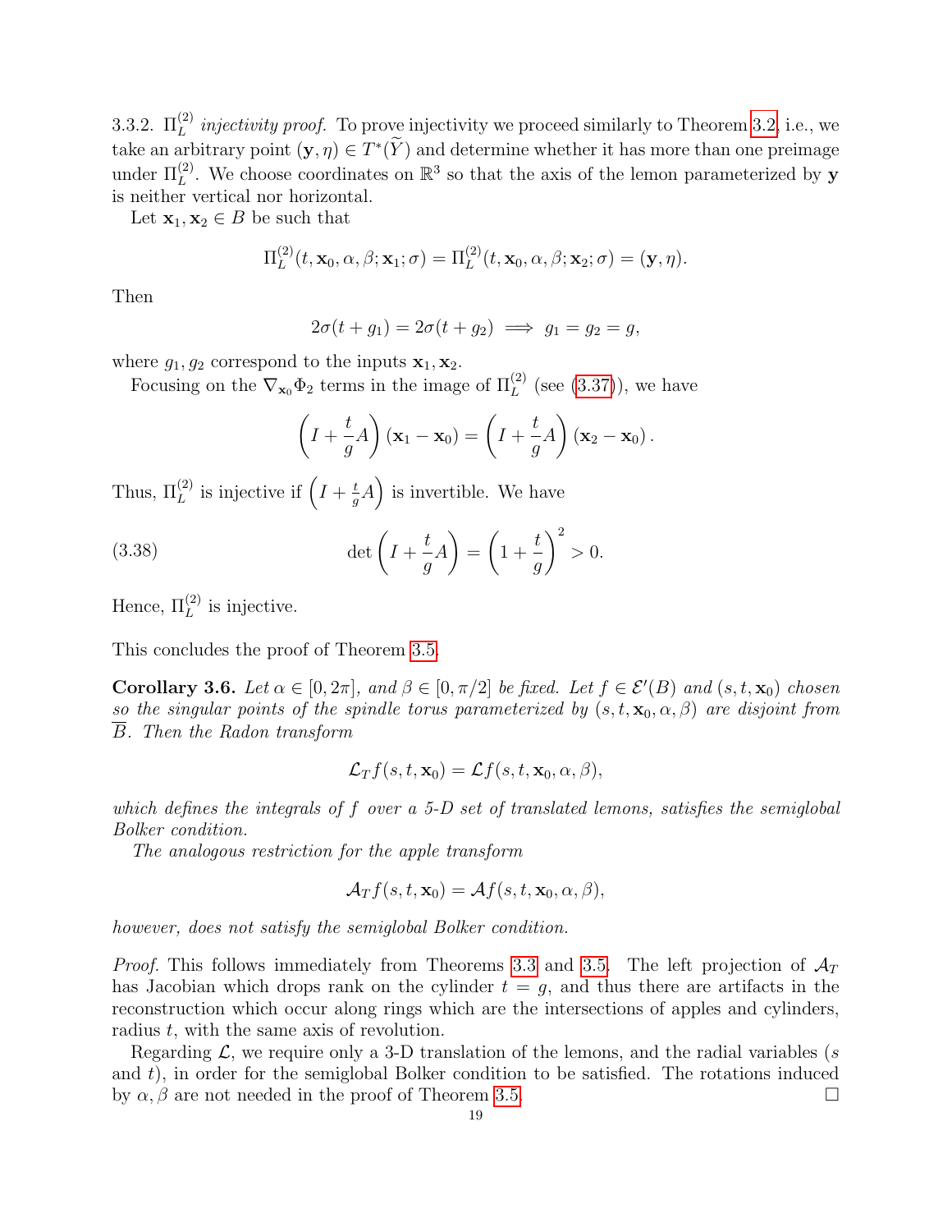3.3.2. $\Pi_L^{(2)}$ *injectivity proof.* To prove injectivity we proceed similarly to Theorem 3.2, i.e., we take an arbitrary point $(\mathbf{y}, \eta) \in T^*(\widetilde{Y})$ and determine whether it has more than one preimage under $\Pi_L^{(2)}$. We choose coordinates on $\mathbb{R}^3$ so that the axis of the lemon parameterized by $\mathbf{y}$ is neither vertical nor horizontal.

Let $\mathbf{x}_1, \mathbf{x}_2 \in B$ be such that

$$\Pi_L^{(2)}(t, \mathbf{x}_0, \alpha, \beta; \mathbf{x}_1; \sigma) = \Pi_L^{(2)}(t, \mathbf{x}_0, \alpha, \beta; \mathbf{x}_2; \sigma) = (\mathbf{y}, \eta).$$

Then

$$2\sigma(t + g_1) = 2\sigma(t + g_2) \implies g_1 = g_2 = g,$$

where $g_1, g_2$ correspond to the inputs $\mathbf{x}_1, \mathbf{x}_2$.

Focusing on the $\nabla_{\mathbf{x}_0}\Phi_2$ terms in the image of $\Pi_L^{(2)}$ (see (3.37)), we have

$$\left(I + \frac{t}{g}A\right)(\mathbf{x}_1 - \mathbf{x}_0) = \left(I + \frac{t}{g}A\right)(\mathbf{x}_2 - \mathbf{x}_0).$$

Thus, $\Pi_L^{(2)}$ is injective if $\left(I + \frac{t}{g}A\right)$ is invertible. We have

$$\det\left(I + \frac{t}{g}A\right) = \left(1 + \frac{t}{g}\right)^2 > 0. \tag{3.38}$$

Hence, $\Pi_L^{(2)}$ is injective.

This concludes the proof of Theorem 3.5.

**Corollary 3.6.** *Let $\alpha \in [0, 2\pi]$, and $\beta \in [0, \pi/2]$ be fixed. Let $f \in \mathcal{E}'(B)$ and $(s, t, \mathbf{x}_0)$ chosen so the singular points of the spindle torus parameterized by $(s, t, \mathbf{x}_0, \alpha, \beta)$ are disjoint from $\overline{B}$. Then the Radon transform*

$$\mathcal{L}_T f(s, t, \mathbf{x}_0) = \mathcal{L}f(s, t, \mathbf{x}_0, \alpha, \beta),$$

*which defines the integrals of $f$ over a 5-D set of translated lemons, satisfies the semiglobal Bolker condition.*

*The analogous restriction for the apple transform*

$$\mathcal{A}_T f(s, t, \mathbf{x}_0) = \mathcal{A}f(s, t, \mathbf{x}_0, \alpha, \beta),$$

*however, does not satisfy the semiglobal Bolker condition.*

*Proof.* This follows immediately from Theorems 3.3 and 3.5. The left projection of $\mathcal{A}_T$ has Jacobian which drops rank on the cylinder $t = g$, and thus there are artifacts in the reconstruction which occur along rings which are the intersections of apples and cylinders, radius $t$, with the same axis of revolution.

Regarding $\mathcal{L}$, we require only a 3-D translation of the lemons, and the radial variables ($s$ and $t$), in order for the semiglobal Bolker condition to be satisfied. The rotations induced by $\alpha, \beta$ are not needed in the proof of Theorem 3.5. $\square$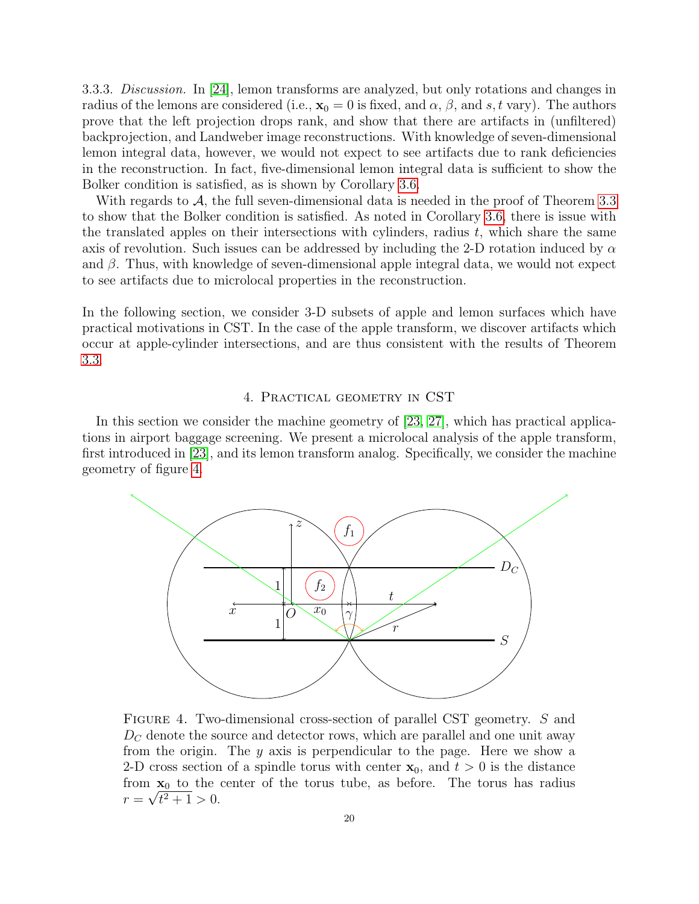3.3.3. *Discussion.* In [24], lemon transforms are analyzed, but only rotations and changes in radius of the lemons are considered (i.e., $\mathbf{x}_0 = 0$ is fixed, and $\alpha$, $\beta$, and $s, t$ vary). The authors prove that the left projection drops rank, and show that there are artifacts in (unfiltered) backprojection, and Landweber image reconstructions. With knowledge of seven-dimensional lemon integral data, however, we would not expect to see artifacts due to rank deficiencies in the reconstruction. In fact, five-dimensional lemon integral data is sufficient to show the Bolker condition is satisfied, as is shown by Corollary 3.6.

With regards to $\mathcal{A}$, the full seven-dimensional data is needed in the proof of Theorem 3.3 to show that the Bolker condition is satisfied. As noted in Corollary 3.6, there is issue with the translated apples on their intersections with cylinders, radius $t$, which share the same axis of revolution. Such issues can be addressed by including the 2-D rotation induced by $\alpha$ and $\beta$. Thus, with knowledge of seven-dimensional apple integral data, we would not expect to see artifacts due to microlocal properties in the reconstruction.

In the following section, we consider 3-D subsets of apple and lemon surfaces which have practical motivations in CST. In the case of the apple transform, we discover artifacts which occur at apple-cylinder intersections, and are thus consistent with the results of Theorem 3.3.

## 4. Practical geometry in CST

In this section we consider the machine geometry of [23, 27], which has practical applications in airport baggage screening. We present a microlocal analysis of the apple transform, first introduced in [23], and its lemon transform analog. Specifically, we consider the machine geometry of figure 4.

$z$
$f_1$
$f_2$
$D_C$
1
$x$
$O$
$x_0$
$t$
$\gamma$
1
$r$
$S$

Figure 4. Two-dimensional cross-section of parallel CST geometry. $S$ and $D_C$ denote the source and detector rows, which are parallel and one unit away from the origin. The $y$ axis is perpendicular to the page. Here we show a 2-D cross section of a spindle torus with center $\mathbf{x}_0$, and $t > 0$ is the distance from $\mathbf{x}_0$ to the center of the torus tube, as before. The torus has radius $r = \sqrt{t^2 + 1} > 0$.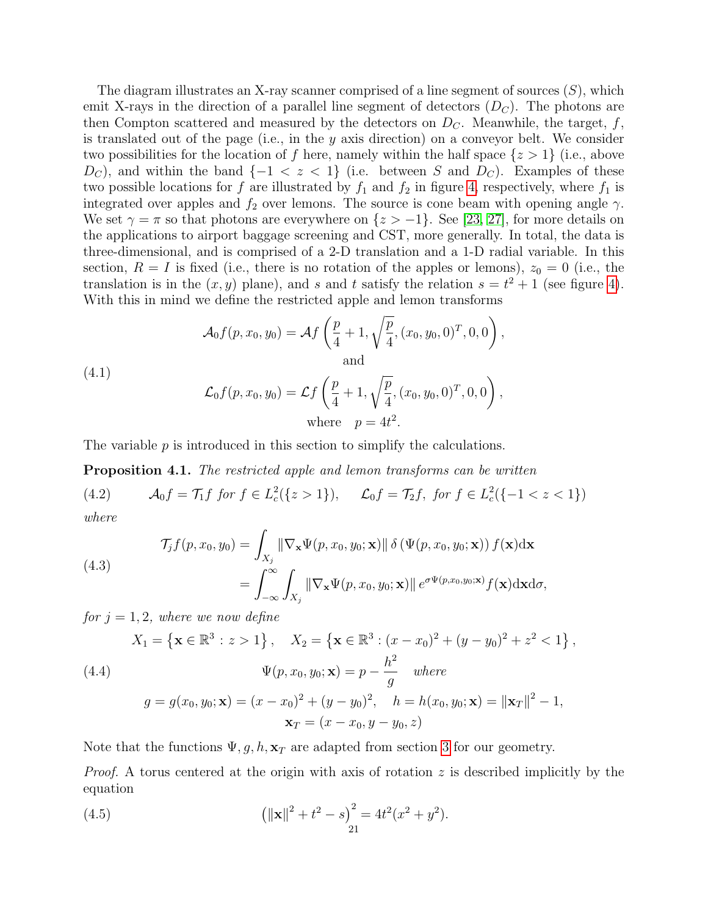The diagram illustrates an X-ray scanner comprised of a line segment of sources ($S$), which emit X-rays in the direction of a parallel line segment of detectors ($D_C$). The photons are then Compton scattered and measured by the detectors on $D_C$. Meanwhile, the target, $f$, is translated out of the page (i.e., in the $y$ axis direction) on a conveyor belt. We consider two possibilities for the location of $f$ here, namely within the half space $\{z > 1\}$ (i.e., above $D_C$), and within the band $\{-1 < z < 1\}$ (i.e. between $S$ and $D_C$). Examples of these two possible locations for $f$ are illustrated by $f_1$ and $f_2$ in figure 4, respectively, where $f_1$ is integrated over apples and $f_2$ over lemons. The source is cone beam with opening angle $\gamma$. We set $\gamma = \pi$ so that photons are everywhere on $\{z > -1\}$. See [23, 27], for more details on the applications to airport baggage screening and CST, more generally. In total, the data is three-dimensional, and is comprised of a 2-D translation and a 1-D radial variable. In this section, $R = I$ is fixed (i.e., there is no rotation of the apples or lemons), $z_0 = 0$ (i.e., the translation is in the $(x, y)$ plane), and $s$ and $t$ satisfy the relation $s = t^2 + 1$ (see figure 4). With this in mind we define the restricted apple and lemon transforms

$$
\begin{aligned}
\mathcal{A}_0 f(p, x_0, y_0) &= \mathcal{A}f\left(\frac{p}{4} + 1, \sqrt{\frac{p}{4}}, (x_0, y_0, 0)^T, 0, 0\right), \\
&\text{and} \\
\mathcal{L}_0 f(p, x_0, y_0) &= \mathcal{L}f\left(\frac{p}{4} + 1, \sqrt{\frac{p}{4}}, (x_0, y_0, 0)^T, 0, 0\right), \\
&\text{where} \quad p = 4t^2.
\end{aligned}
\tag{4.1}
$$

The variable $p$ is introduced in this section to simplify the calculations.

**Proposition 4.1.** *The restricted apple and lemon transforms can be written*

$$
\mathcal{A}_0 f = \mathcal{T}_1 f \text{ for } f \in L^2_c(\{z > 1\}), \qquad \mathcal{L}_0 f = \mathcal{T}_2 f, \text{ for } f \in L^2_c(\{-1 < z < 1\})
\tag{4.2}
$$

*where*

$$
\begin{aligned}
\mathcal{T}_j f(p, x_0, y_0) &= \int_{X_j} \|\nabla_{\mathbf{x}} \Psi(p, x_0, y_0; \mathbf{x})\| \, \delta\left(\Psi(p, x_0, y_0; \mathbf{x})\right) f(\mathbf{x}) \mathrm{d}\mathbf{x} \\
&= \int_{-\infty}^{\infty} \int_{X_j} \|\nabla_{\mathbf{x}} \Psi(p, x_0, y_0; \mathbf{x})\| \, e^{\sigma \Psi(p, x_0, y_0; \mathbf{x})} f(\mathbf{x}) \mathrm{d}\mathbf{x} \mathrm{d}\sigma,
\end{aligned}
\tag{4.3}
$$

*for $j = 1, 2$, where we now define*

$$
\begin{aligned}
X_1 = \left\{\mathbf{x} \in \mathbb{R}^3 : z > 1\right\}, \quad X_2 &= \left\{\mathbf{x} \in \mathbb{R}^3 : (x - x_0)^2 + (y - y_0)^2 + z^2 < 1\right\}, \\
\Psi(p, x_0, y_0; \mathbf{x}) &= p - \frac{h^2}{g} \quad \text{where} \\
g = g(x_0, y_0; \mathbf{x}) = (x - x_0)^2 + (y - y_0)^2, &\quad h = h(x_0, y_0; \mathbf{x}) = \|\mathbf{x}_T\|^2 - 1, \\
\mathbf{x}_T &= (x - x_0, y - y_0, z)
\end{aligned}
\tag{4.4}
$$

Note that the functions $\Psi, g, h, \mathbf{x}_T$ are adapted from section 3 for our geometry.

*Proof.* A torus centered at the origin with axis of rotation $z$ is described implicitly by the equation

$$
\left(\|\mathbf{x}\|^2 + t^2 - s\right)^2 = 4t^2(x^2 + y^2).
\tag{4.5}
$$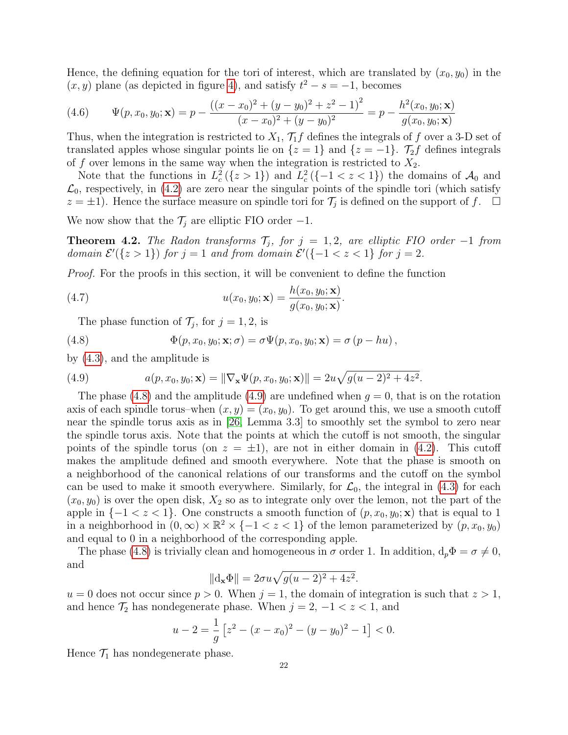Hence, the defining equation for the tori of interest, which are translated by $(x_0, y_0)$ in the $(x, y)$ plane (as depicted in figure 4), and satisfy $t^2 - s = -1$, becomes

$$\Psi(p, x_0, y_0; \mathbf{x}) = p - \frac{\left((x-x_0)^2 + (y-y_0)^2 + z^2 - 1\right)^2}{(x-x_0)^2 + (y-y_0)^2} = p - \frac{h^2(x_0, y_0; \mathbf{x})}{g(x_0, y_0; \mathbf{x})} \tag{4.6}$$

Thus, when the integration is restricted to $X_1$, $\mathcal{T}_1 f$ defines the integrals of $f$ over a 3-D set of translated apples whose singular points lie on $\{z = 1\}$ and $\{z = -1\}$. $\mathcal{T}_2 f$ defines integrals of $f$ over lemons in the same way when the integration is restricted to $X_2$.

Note that the functions in $L^2_c(\{z > 1\})$ and $L^2_c(\{-1 < z < 1\})$ the domains of $\mathcal{A}_0$ and $\mathcal{L}_0$, respectively, in (4.2) are zero near the singular points of the spindle tori (which satisfy $z = \pm 1$). Hence the surface measure on spindle tori for $\mathcal{T}_j$ is defined on the support of $f$. $\square$

We now show that the $\mathcal{T}_j$ are elliptic FIO order $-1$.

**Theorem 4.2.** *The Radon transforms $\mathcal{T}_j$, for $j = 1, 2$, are elliptic FIO order $-1$ from domain $\mathcal{E}'(\{z > 1\})$ for $j = 1$ and from domain $\mathcal{E}'(\{-1 < z < 1\}$ for $j = 2$.*

*Proof.* For the proofs in this section, it will be convenient to define the function

$$u(x_0, y_0; \mathbf{x}) = \frac{h(x_0, y_0; \mathbf{x})}{g(x_0, y_0; \mathbf{x})}. \tag{4.7}$$

The phase function of $\mathcal{T}_j$, for $j = 1, 2$, is

$$\Phi(p, x_0, y_0; \mathbf{x}; \sigma) = \sigma \Psi(p, x_0, y_0; \mathbf{x}) = \sigma\left(p - hu\right), \tag{4.8}$$

by (4.3), and the amplitude is

$$a(p, x_0, y_0; \mathbf{x}) = \|\nabla_{\mathbf{x}} \Psi(p, x_0, y_0; \mathbf{x})\| = 2u\sqrt{g(u-2)^2 + 4z^2}. \tag{4.9}$$

The phase (4.8) and the amplitude (4.9) are undefined when $g = 0$, that is on the rotation axis of each spindle torus–when $(x, y) = (x_0, y_0)$. To get around this, we use a smooth cutoff near the spindle torus axis as in [26, Lemma 3.3] to smoothly set the symbol to zero near the spindle torus axis. Note that the points at which the cutoff is not smooth, the singular points of the spindle torus (on $z = \pm 1$), are not in either domain in (4.2). This cutoff makes the amplitude defined and smooth everywhere. Note that the phase is smooth on a neighborhood of the canonical relations of our transforms and the cutoff on the symbol can be used to make it smooth everywhere. Similarly, for $\mathcal{L}_0$, the integral in (4.3) for each $(x_0, y_0)$ is over the open disk, $X_2$ so as to integrate only over the lemon, not the part of the apple in $\{-1 < z < 1\}$. One constructs a smooth function of $(p, x_0, y_0; \mathbf{x})$ that is equal to 1 in a neighborhood in $(0, \infty) \times \mathbb{R}^2 \times \{-1 < z < 1\}$ of the lemon parameterized by $(p, x_0, y_0)$ and equal to 0 in a neighborhood of the corresponding apple.

The phase (4.8) is trivially clean and homogeneous in $\sigma$ order 1. In addition, $\mathrm{d}_p \Phi = \sigma \neq 0$, and

$$\|\mathrm{d}_{\mathbf{x}} \Phi\| = 2\sigma u\sqrt{g(u-2)^2 + 4z^2}.$$

$u = 0$ does not occur since $p > 0$. When $j = 1$, the domain of integration is such that $z > 1$, and hence $\mathcal{T}_2$ has nondegenerate phase. When $j = 2$, $-1 < z < 1$, and

$$u - 2 = \frac{1}{g}\left[z^2 - (x-x_0)^2 - (y-y_0)^2 - 1\right] < 0.$$

Hence $\mathcal{T}_1$ has nondegenerate phase.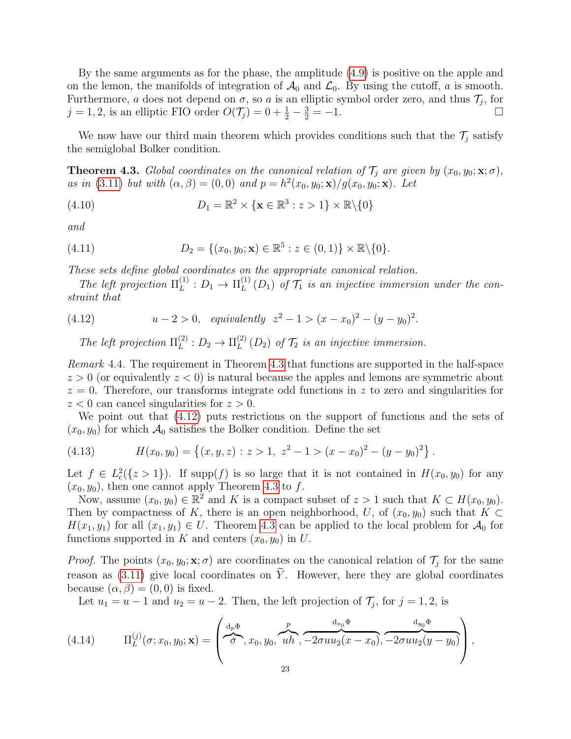By the same arguments as for the phase, the amplitude (4.9) is positive on the apple and on the lemon, the manifolds of integration of $\mathcal{A}_0$ and $\mathcal{L}_0$. By using the cutoff, $a$ is smooth. Furthermore, $a$ does not depend on $\sigma$, so $a$ is an elliptic symbol order zero, and thus $\mathcal{T}_j$, for $j = 1, 2$, is an elliptic FIO order $O(\mathcal{T}_j) = 0 + \frac{1}{2} - \frac{3}{2} = -1$. □

We now have our third main theorem which provides conditions such that the $\mathcal{T}_j$ satisfy the semiglobal Bolker condition.

**Theorem 4.3.** *Global coordinates on the canonical relation of $\mathcal{T}_j$ are given by $(x_0, y_0; \mathbf{x}; \sigma)$, as in (3.11) but with $(\alpha, \beta) = (0, 0)$ and $p = h^2(x_0, y_0; \mathbf{x})/g(x_0, y_0; \mathbf{x})$. Let*

$$D_1 = \mathbb{R}^2 \times \{\mathbf{x} \in \mathbb{R}^3 : z > 1\} \times \mathbb{R}\backslash\{0\} \tag{4.10}$$

*and*

$$D_2 = \{(x_0, y_0; \mathbf{x}) \in \mathbb{R}^5 : z \in (0, 1)\} \times \mathbb{R}\backslash\{0\}. \tag{4.11}$$

*These sets define global coordinates on the appropriate canonical relation.*

*The left projection $\Pi_L^{(1)} : D_1 \to \Pi_L^{(1)}(D_1)$ of $\mathcal{T}_1$ is an injective immersion under the constraint that*

$$u - 2 > 0, \quad \textit{equivalently} \;\; z^2 - 1 > (x - x_0)^2 - (y - y_0)^2. \tag{4.12}$$

*The left projection $\Pi_L^{(2)} : D_2 \to \Pi_L^{(2)}(D_2)$ of $\mathcal{T}_2$ is an injective immersion.*

*Remark* 4.4. The requirement in Theorem 4.3 that functions are supported in the half-space $z > 0$ (or equivalently $z < 0$) is natural because the apples and lemons are symmetric about $z = 0$. Therefore, our transforms integrate odd functions in $z$ to zero and singularities for $z < 0$ can cancel singularities for $z > 0$.

We point out that (4.12) puts restrictions on the support of functions and the sets of $(x_0, y_0)$ for which $\mathcal{A}_0$ satisfies the Bolker condition. Define the set

$$H(x_0, y_0) = \left\{(x, y, z) : z > 1,\ z^2 - 1 > (x - x_0)^2 - (y - y_0)^2\right\}. \tag{4.13}$$

Let $f \in L^2_c(\{z > 1\})$. If $\text{supp}(f)$ is so large that it is not contained in $H(x_0, y_0)$ for any $(x_0, y_0)$, then one cannot apply Theorem 4.3 to $f$.

Now, assume $(x_0, y_0) \in \mathbb{R}^2$ and $K$ is a compact subset of $z > 1$ such that $K \subset H(x_0, y_0)$. Then by compactness of $K$, there is an open neighborhood, $U$, of $(x_0, y_0)$ such that $K \subset H(x_1, y_1)$ for all $(x_1, y_1) \in U$. Theorem 4.3 can be applied to the local problem for $\mathcal{A}_0$ for functions supported in $K$ and centers $(x_0, y_0)$ in $U$.

*Proof.* The points $(x_0, y_0; \mathbf{x}; \sigma)$ are coordinates on the canonical relation of $\mathcal{T}_j$ for the same reason as (3.11) give local coordinates on $\widetilde{Y}$. However, here they are global coordinates because $(\alpha, \beta) = (0, 0)$ is fixed.

Let $u_1 = u - 1$ and $u_2 = u - 2$. Then, the left projection of $\mathcal{T}_j$, for $j = 1, 2$, is

$$\Pi_L^{(j)}(\sigma; x_0, y_0; \mathbf{x}) = \left(\overbrace{\sigma}^{\mathrm{d}_p\Phi}, x_0, y_0, \overbrace{uh}^{p}, \overbrace{-2\sigma u u_2 (x - x_0)}^{\mathrm{d}_{x_0}\Phi}, \overbrace{-2\sigma u u_2 (y - y_0)}^{\mathrm{d}_{y_0}\Phi}\right), \tag{4.14}$$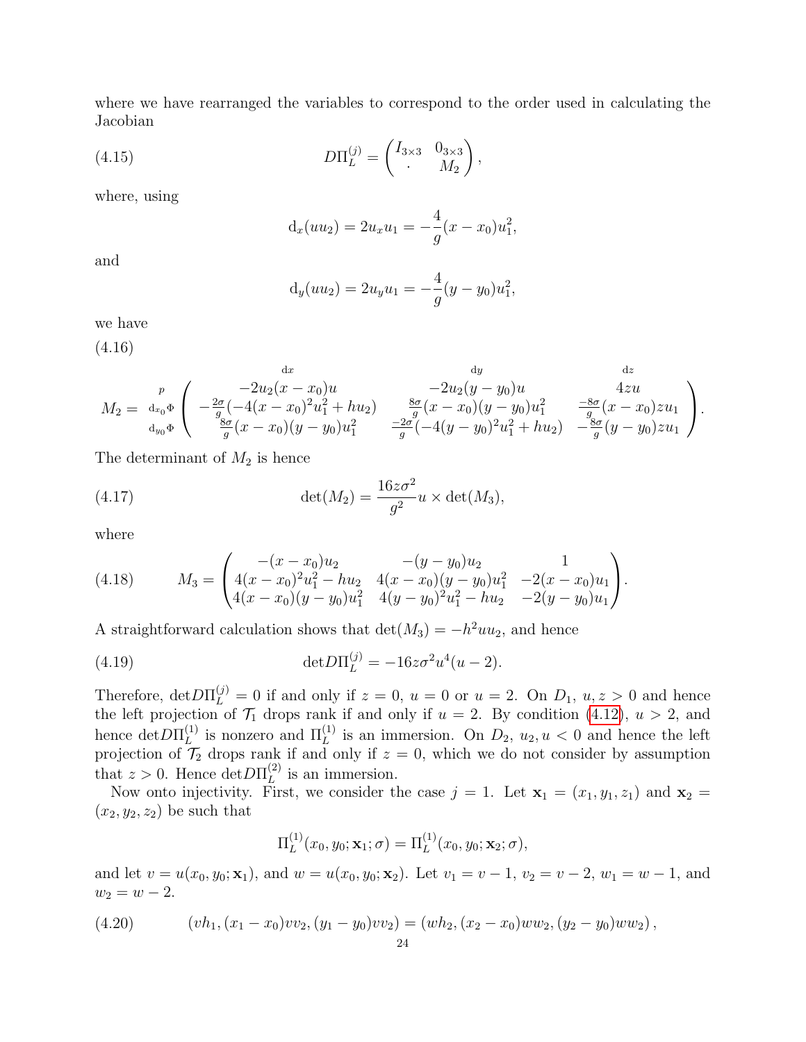where we have rearranged the variables to correspond to the order used in calculating the Jacobian

$$
D\Pi_L^{(j)} = \begin{pmatrix} I_{3\times 3} & 0_{3\times 3} \\ \cdot & M_2 \end{pmatrix}, \tag{4.15}
$$

where, using

$$
\mathrm{d}_x(uu_2) = 2u_x u_1 = -\frac{4}{g}(x-x_0)u_1^2,
$$

and

$$
\mathrm{d}_y(uu_2) = 2u_y u_1 = -\frac{4}{g}(y-y_0)u_1^2,
$$

we have

(4.16)

$$
M_2 = \begin{array}{c} p \\ \mathrm{d}_{x_0}\Phi \\ \mathrm{d}_{y_0}\Phi \end{array} \overset{\qquad\qquad \mathrm{d}x \qquad\qquad\qquad\qquad\qquad \mathrm{d}y \qquad\qquad\qquad\qquad \mathrm{d}z}{\begin{pmatrix} -2u_2(x-x_0)u & -2u_2(y-y_0)u & 4zu \\ -\frac{2\sigma}{g}(-4(x-x_0)^2u_1^2 + hu_2) & \frac{8\sigma}{g}(x-x_0)(y-y_0)u_1^2 & \frac{-8\sigma}{g}(x-x_0)zu_1 \\ \frac{8\sigma}{g}(x-x_0)(y-y_0)u_1^2 & \frac{-2\sigma}{g}(-4(y-y_0)^2u_1^2 + hu_2) & -\frac{8\sigma}{g}(y-y_0)zu_1 \end{pmatrix}}.
$$

The determinant of $M_2$ is hence

$$
\det(M_2) = \frac{16z\sigma^2}{g^2}u \times \det(M_3), \tag{4.17}
$$

where

$$
M_3 = \begin{pmatrix} -(x-x_0)u_2 & -(y-y_0)u_2 & 1 \\ 4(x-x_0)^2u_1^2 - hu_2 & 4(x-x_0)(y-y_0)u_1^2 & -2(x-x_0)u_1 \\ 4(x-x_0)(y-y_0)u_1^2 & 4(y-y_0)^2u_1^2 - hu_2 & -2(y-y_0)u_1 \end{pmatrix}. \tag{4.18}
$$

A straightforward calculation shows that $\det(M_3) = -h^2uu_2$, and hence

$$
\det D\Pi_L^{(j)} = -16z\sigma^2u^4(u-2). \tag{4.19}
$$

Therefore, $\det D\Pi_L^{(j)} = 0$ if and only if $z = 0$, $u = 0$ or $u = 2$. On $D_1$, $u, z > 0$ and hence the left projection of $\mathcal{T}_1$ drops rank if and only if $u = 2$. By condition (4.12), $u > 2$, and hence $\det D\Pi_L^{(1)}$ is nonzero and $\Pi_L^{(1)}$ is an immersion. On $D_2$, $u_2, u < 0$ and hence the left projection of $\mathcal{T}_2$ drops rank if and only if $z = 0$, which we do not consider by assumption that $z > 0$. Hence $\det D\Pi_L^{(2)}$ is an immersion.

Now onto injectivity. First, we consider the case $j = 1$. Let $\mathbf{x}_1 = (x_1, y_1, z_1)$ and $\mathbf{x}_2 = (x_2, y_2, z_2)$ be such that

$$
\Pi_L^{(1)}(x_0, y_0; \mathbf{x}_1; \sigma) = \Pi_L^{(1)}(x_0, y_0; \mathbf{x}_2; \sigma),
$$

and let $v = u(x_0, y_0; \mathbf{x}_1)$, and $w = u(x_0, y_0; \mathbf{x}_2)$. Let $v_1 = v - 1$, $v_2 = v - 2$, $w_1 = w - 1$, and $w_2 = w - 2$.

$$
(vh_1, (x_1 - x_0)vv_2, (y_1 - y_0)vv_2) = (wh_2, (x_2 - x_0)ww_2, (y_2 - y_0)ww_2), \tag{4.20}
$$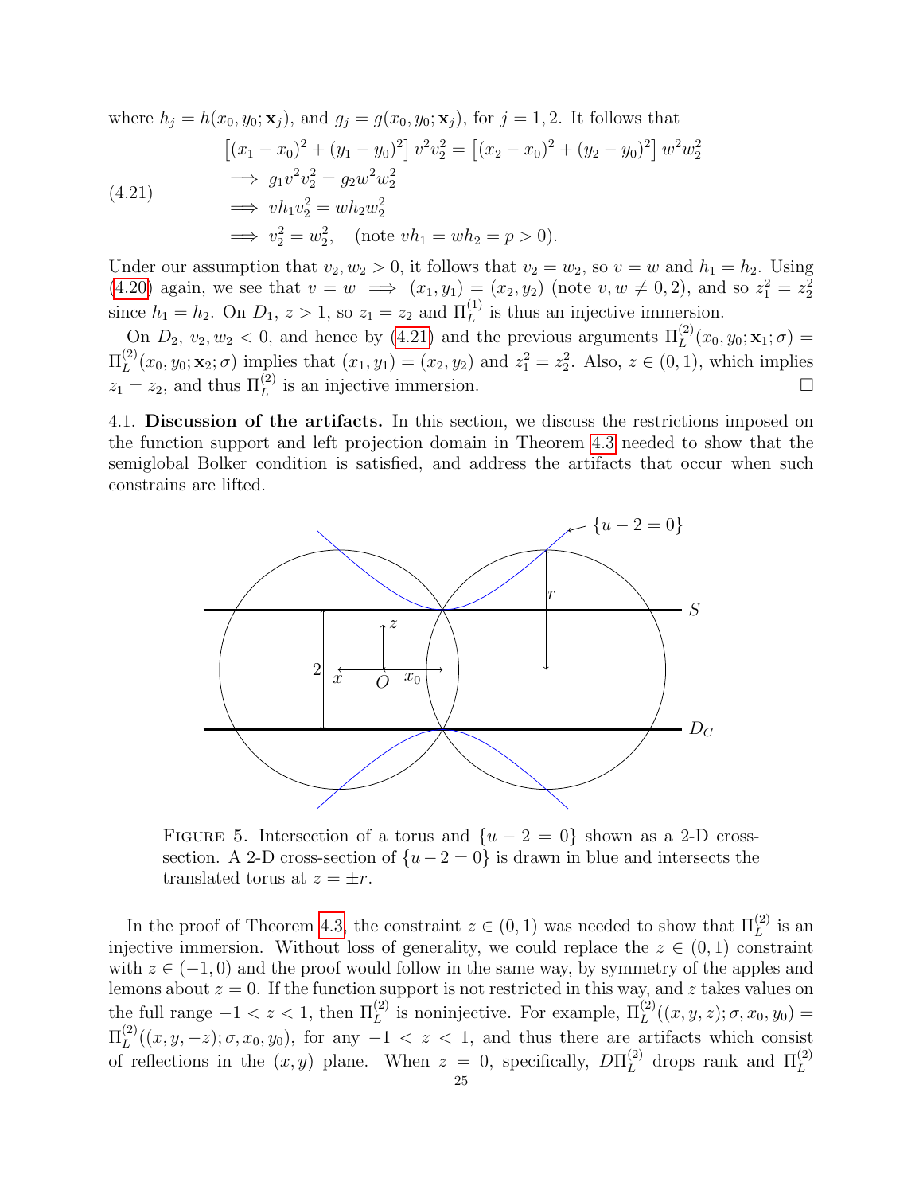where $h_j = h(x_0, y_0; \mathbf{x}_j)$, and $g_j = g(x_0, y_0; \mathbf{x}_j)$, for $j = 1, 2$. It follows that

$$
\begin{aligned}
&\left[(x_1 - x_0)^2 + (y_1 - y_0)^2\right] v^2 v_2^2 = \left[(x_2 - x_0)^2 + (y_2 - y_0)^2\right] w^2 w_2^2 \\
&\implies g_1 v^2 v_2^2 = g_2 w^2 w_2^2 \\
&\implies v h_1 v_2^2 = w h_2 w_2^2 \\
&\implies v_2^2 = w_2^2, \quad (\text{note } v h_1 = w h_2 = p > 0).
\end{aligned}
\tag{4.21}
$$

Under our assumption that $v_2, w_2 > 0$, it follows that $v_2 = w_2$, so $v = w$ and $h_1 = h_2$. Using (4.20) again, we see that $v = w \implies (x_1, y_1) = (x_2, y_2)$ (note $v, w \neq 0, 2$), and so $z_1^2 = z_2^2$ since $h_1 = h_2$. On $D_1$, $z > 1$, so $z_1 = z_2$ and $\Pi_L^{(1)}$ is thus an injective immersion.

On $D_2$, $v_2, w_2 < 0$, and hence by (4.21) and the previous arguments $\Pi_L^{(2)}(x_0, y_0; \mathbf{x}_1; \sigma) = \Pi_L^{(2)}(x_0, y_0; \mathbf{x}_2; \sigma)$ implies that $(x_1, y_1) = (x_2, y_2)$ and $z_1^2 = z_2^2$. Also, $z \in (0, 1)$, which implies $z_1 = z_2$, and thus $\Pi_L^{(2)}$ is an injective immersion. $\square$

### 4.1. Discussion of the artifacts.

In this section, we discuss the restrictions imposed on the function support and left projection domain in Theorem 4.3 needed to show that the semiglobal Bolker condition is satisfied, and address the artifacts that occur when such constrains are lifted.

$\{u - 2 = 0\}$

$r$

$S$

$z$

$2$

$x$

$O$

$x_0$

$D_C$

FIGURE 5. Intersection of a torus and $\{u - 2 = 0\}$ shown as a 2-D cross-section. A 2-D cross-section of $\{u - 2 = 0\}$ is drawn in blue and intersects the translated torus at $z = \pm r$.

In the proof of Theorem 4.3, the constraint $z \in (0, 1)$ was needed to show that $\Pi_L^{(2)}$ is an injective immersion. Without loss of generality, we could replace the $z \in (0, 1)$ constraint with $z \in (-1, 0)$ and the proof would follow in the same way, by symmetry of the apples and lemons about $z = 0$. If the function support is not restricted in this way, and $z$ takes values on the full range $-1 < z < 1$, then $\Pi_L^{(2)}$ is noninjective. For example, $\Pi_L^{(2)}((x, y, z); \sigma, x_0, y_0) = \Pi_L^{(2)}((x, y, -z); \sigma, x_0, y_0)$, for any $-1 < z < 1$, and thus there are artifacts which consist of reflections in the $(x, y)$ plane. When $z = 0$, specifically, $D\Pi_L^{(2)}$ drops rank and $\Pi_L^{(2)}$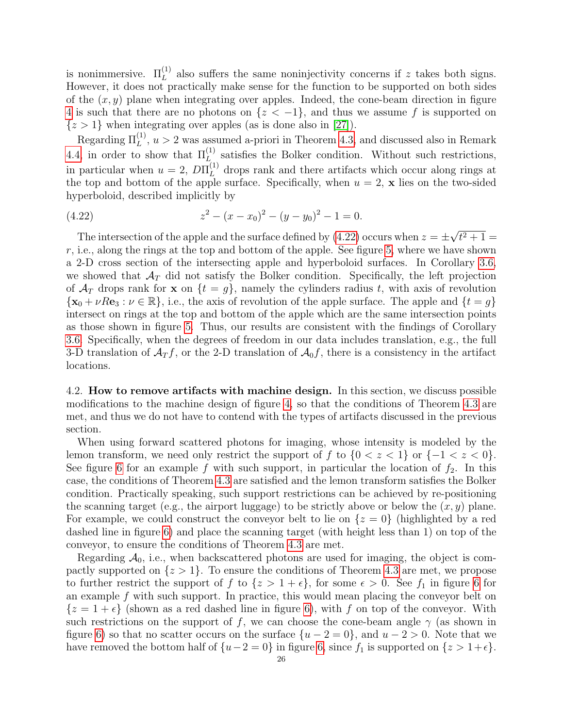is nonimmersive. $\Pi_L^{(1)}$ also suffers the same noninjectivity concerns if $z$ takes both signs. However, it does not practically make sense for the function to be supported on both sides of the $(x, y)$ plane when integrating over apples. Indeed, the cone-beam direction in figure 4 is such that there are no photons on $\{z < -1\}$, and thus we assume $f$ is supported on $\{z > 1\}$ when integrating over apples (as is done also in [27]).

Regarding $\Pi_L^{(1)}$, $u > 2$ was assumed a-priori in Theorem 4.3, and discussed also in Remark 4.4, in order to show that $\Pi_L^{(1)}$ satisfies the Bolker condition. Without such restrictions, in particular when $u = 2$, $D\Pi_L^{(1)}$ drops rank and there artifacts which occur along rings at the top and bottom of the apple surface. Specifically, when $u = 2$, $\mathbf{x}$ lies on the two-sided hyperboloid, described implicitly by

$$z^2 - (x - x_0)^2 - (y - y_0)^2 - 1 = 0. \tag{4.22}$$

The intersection of the apple and the surface defined by (4.22) occurs when $z = \pm\sqrt{t^2 + 1} = r$, i.e., along the rings at the top and bottom of the apple. See figure 5, where we have shown a 2-D cross section of the intersecting apple and hyperboloid surfaces. In Corollary 3.6, we showed that $\mathcal{A}_T$ did not satisfy the Bolker condition. Specifically, the left projection of $\mathcal{A}_T$ drops rank for $\mathbf{x}$ on $\{t = g\}$, namely the cylinders radius $t$, with axis of revolution $\{\mathbf{x}_0 + \nu R\mathbf{e}_3 : \nu \in \mathbb{R}\}$, i.e., the axis of revolution of the apple surface. The apple and $\{t = g\}$ intersect on rings at the top and bottom of the apple which are the same intersection points as those shown in figure 5. Thus, our results are consistent with the findings of Corollary 3.6. Specifically, when the degrees of freedom in our data includes translation, e.g., the full 3-D translation of $\mathcal{A}_T f$, or the 2-D translation of $\mathcal{A}_0 f$, there is a consistency in the artifact locations.

### 4.2. How to remove artifacts with machine design.

In this section, we discuss possible modifications to the machine design of figure 4, so that the conditions of Theorem 4.3 are met, and thus we do not have to contend with the types of artifacts discussed in the previous section.

When using forward scattered photons for imaging, whose intensity is modeled by the lemon transform, we need only restrict the support of $f$ to $\{0 < z < 1\}$ or $\{-1 < z < 0\}$. See figure 6 for an example $f$ with such support, in particular the location of $f_2$. In this case, the conditions of Theorem 4.3 are satisfied and the lemon transform satisfies the Bolker condition. Practically speaking, such support restrictions can be achieved by re-positioning the scanning target (e.g., the airport luggage) to be strictly above or below the $(x, y)$ plane. For example, we could construct the conveyor belt to lie on $\{z = 0\}$ (highlighted by a red dashed line in figure 6) and place the scanning target (with height less than 1) on top of the conveyor, to ensure the conditions of Theorem 4.3 are met.

Regarding $\mathcal{A}_0$, i.e., when backscattered photons are used for imaging, the object is compactly supported on $\{z > 1\}$. To ensure the conditions of Theorem 4.3 are met, we propose to further restrict the support of $f$ to $\{z > 1 + \epsilon\}$, for some $\epsilon > 0$. See $f_1$ in figure 6 for an example $f$ with such support. In practice, this would mean placing the conveyor belt on $\{z = 1 + \epsilon\}$ (shown as a red dashed line in figure 6), with $f$ on top of the conveyor. With such restrictions on the support of $f$, we can choose the cone-beam angle $\gamma$ (as shown in figure 6) so that no scatter occurs on the surface $\{u - 2 = 0\}$, and $u - 2 > 0$. Note that we have removed the bottom half of $\{u - 2 = 0\}$ in figure 6, since $f_1$ is supported on $\{z > 1 + \epsilon\}$.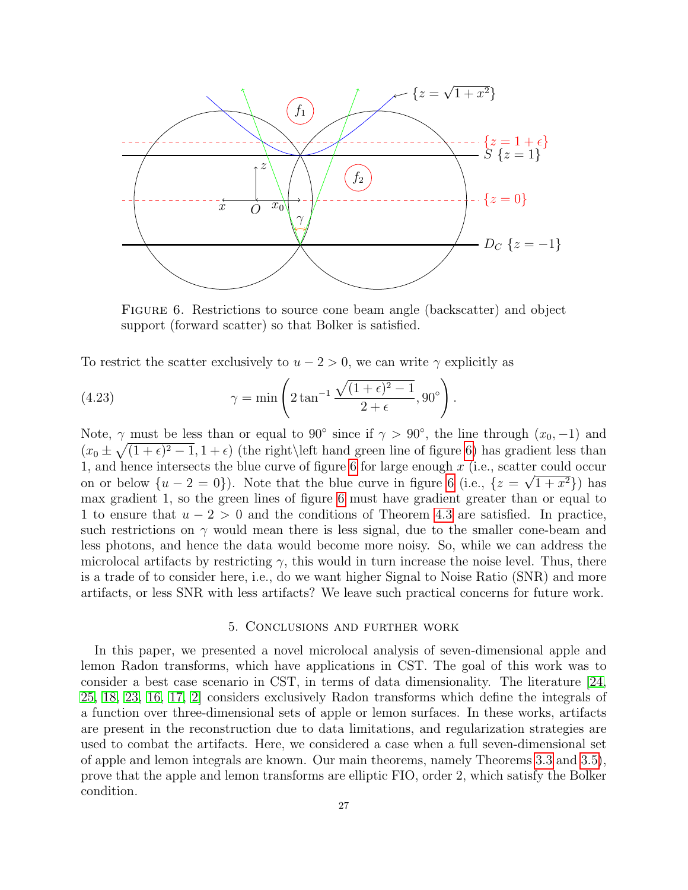$\{z = \sqrt{1+x^2}\}$

$f_1$

$\{z = 1+\epsilon\}$

$S$ $\{z = 1\}$

$f_2$

$z$

$\{z = 0\}$

$x$

$O$

$x_0$

$\gamma$

$D_C$ $\{z = -1\}$

Figure 6. Restrictions to source cone beam angle (backscatter) and object support (forward scatter) so that Bolker is satisfied.

To restrict the scatter exclusively to $u - 2 > 0$, we can write $\gamma$ explicitly as

$$\gamma = \min\left(2\tan^{-1}\frac{\sqrt{(1+\epsilon)^2 - 1}}{2+\epsilon}, 90^\circ\right). \tag{4.23}$$

Note, $\gamma$ must be less than or equal to $90^\circ$ since if $\gamma > 90^\circ$, the line through $(x_0, -1)$ and $(x_0 \pm \sqrt{(1+\epsilon)^2 - 1}, 1+\epsilon)$ (the right\left hand green line of figure 6) has gradient less than 1, and hence intersects the blue curve of figure 6 for large enough $x$ (i.e., scatter could occur on or below $\{u - 2 = 0\}$). Note that the blue curve in figure 6 (i.e., $\{z = \sqrt{1+x^2}\}$) has max gradient 1, so the green lines of figure 6 must have gradient greater than or equal to 1 to ensure that $u - 2 > 0$ and the conditions of Theorem 4.3 are satisfied. In practice, such restrictions on $\gamma$ would mean there is less signal, due to the smaller cone-beam and less photons, and hence the data would become more noisy. So, while we can address the microlocal artifacts by restricting $\gamma$, this would in turn increase the noise level. Thus, there is a trade of to consider here, i.e., do we want higher Signal to Noise Ratio (SNR) and more artifacts, or less SNR with less artifacts? We leave such practical concerns for future work.

## 5. Conclusions and further work

In this paper, we presented a novel microlocal analysis of seven-dimensional apple and lemon Radon transforms, which have applications in CST. The goal of this work was to consider a best case scenario in CST, in terms of data dimensionality. The literature [24, 25, 18, 23, 16, 17, 2] considers exclusively Radon transforms which define the integrals of a function over three-dimensional sets of apple or lemon surfaces. In these works, artifacts are present in the reconstruction due to data limitations, and regularization strategies are used to combat the artifacts. Here, we considered a case when a full seven-dimensional set of apple and lemon integrals are known. Our main theorems, namely Theorems 3.3 and 3.5), prove that the apple and lemon transforms are elliptic FIO, order 2, which satisfy the Bolker condition.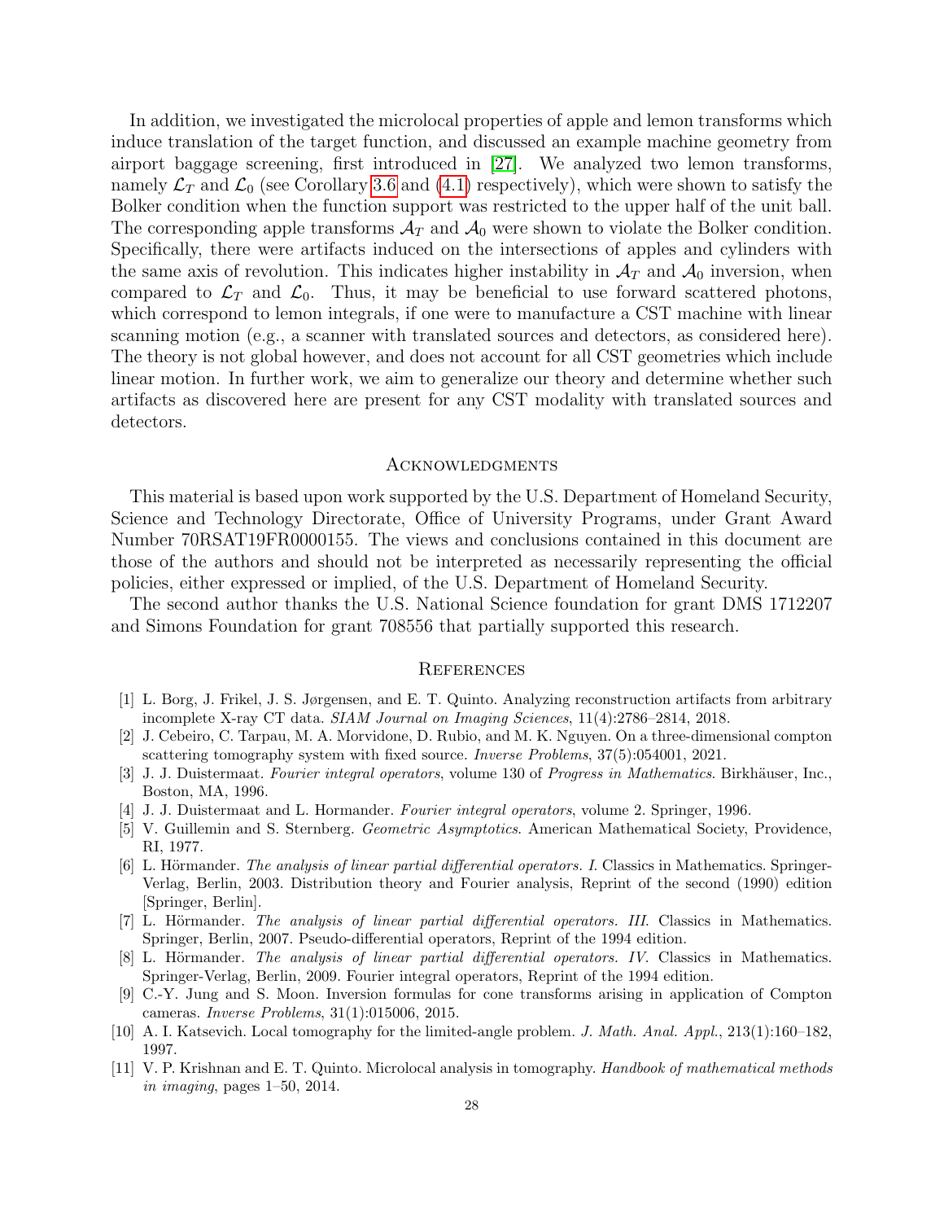In addition, we investigated the microlocal properties of apple and lemon transforms which induce translation of the target function, and discussed an example machine geometry from airport baggage screening, first introduced in [27]. We analyzed two lemon transforms, namely $\mathcal{L}_T$ and $\mathcal{L}_0$ (see Corollary 3.6 and (4.1) respectively), which were shown to satisfy the Bolker condition when the function support was restricted to the upper half of the unit ball. The corresponding apple transforms $\mathcal{A}_T$ and $\mathcal{A}_0$ were shown to violate the Bolker condition. Specifically, there were artifacts induced on the intersections of apples and cylinders with the same axis of revolution. This indicates higher instability in $\mathcal{A}_T$ and $\mathcal{A}_0$ inversion, when compared to $\mathcal{L}_T$ and $\mathcal{L}_0$. Thus, it may be beneficial to use forward scattered photons, which correspond to lemon integrals, if one were to manufacture a CST machine with linear scanning motion (e.g., a scanner with translated sources and detectors, as considered here). The theory is not global however, and does not account for all CST geometries which include linear motion. In further work, we aim to generalize our theory and determine whether such artifacts as discovered here are present for any CST modality with translated sources and detectors.

## Acknowledgments

This material is based upon work supported by the U.S. Department of Homeland Security, Science and Technology Directorate, Office of University Programs, under Grant Award Number 70RSAT19FR0000155. The views and conclusions contained in this document are those of the authors and should not be interpreted as necessarily representing the official policies, either expressed or implied, of the U.S. Department of Homeland Security.

The second author thanks the U.S. National Science foundation for grant DMS 1712207 and Simons Foundation for grant 708556 that partially supported this research.

## References

[1] L. Borg, J. Frikel, J. S. Jørgensen, and E. T. Quinto. Analyzing reconstruction artifacts from arbitrary incomplete X-ray CT data. *SIAM Journal on Imaging Sciences*, 11(4):2786–2814, 2018.

[2] J. Cebeiro, C. Tarpau, M. A. Morvidone, D. Rubio, and M. K. Nguyen. On a three-dimensional compton scattering tomography system with fixed source. *Inverse Problems*, 37(5):054001, 2021.

[3] J. J. Duistermaat. *Fourier integral operators*, volume 130 of *Progress in Mathematics*. Birkhäuser, Inc., Boston, MA, 1996.

[4] J. J. Duistermaat and L. Hormander. *Fourier integral operators*, volume 2. Springer, 1996.

[5] V. Guillemin and S. Sternberg. *Geometric Asymptotics*. American Mathematical Society, Providence, RI, 1977.

[6] L. Hörmander. *The analysis of linear partial differential operators. I*. Classics in Mathematics. Springer-Verlag, Berlin, 2003. Distribution theory and Fourier analysis, Reprint of the second (1990) edition [Springer, Berlin].

[7] L. Hörmander. *The analysis of linear partial differential operators. III*. Classics in Mathematics. Springer, Berlin, 2007. Pseudo-differential operators, Reprint of the 1994 edition.

[8] L. Hörmander. *The analysis of linear partial differential operators. IV*. Classics in Mathematics. Springer-Verlag, Berlin, 2009. Fourier integral operators, Reprint of the 1994 edition.

[9] C.-Y. Jung and S. Moon. Inversion formulas for cone transforms arising in application of Compton cameras. *Inverse Problems*, 31(1):015006, 2015.

[10] A. I. Katsevich. Local tomography for the limited-angle problem. *J. Math. Anal. Appl.*, 213(1):160–182, 1997.

[11] V. P. Krishnan and E. T. Quinto. Microlocal analysis in tomography. *Handbook of mathematical methods in imaging*, pages 1–50, 2014.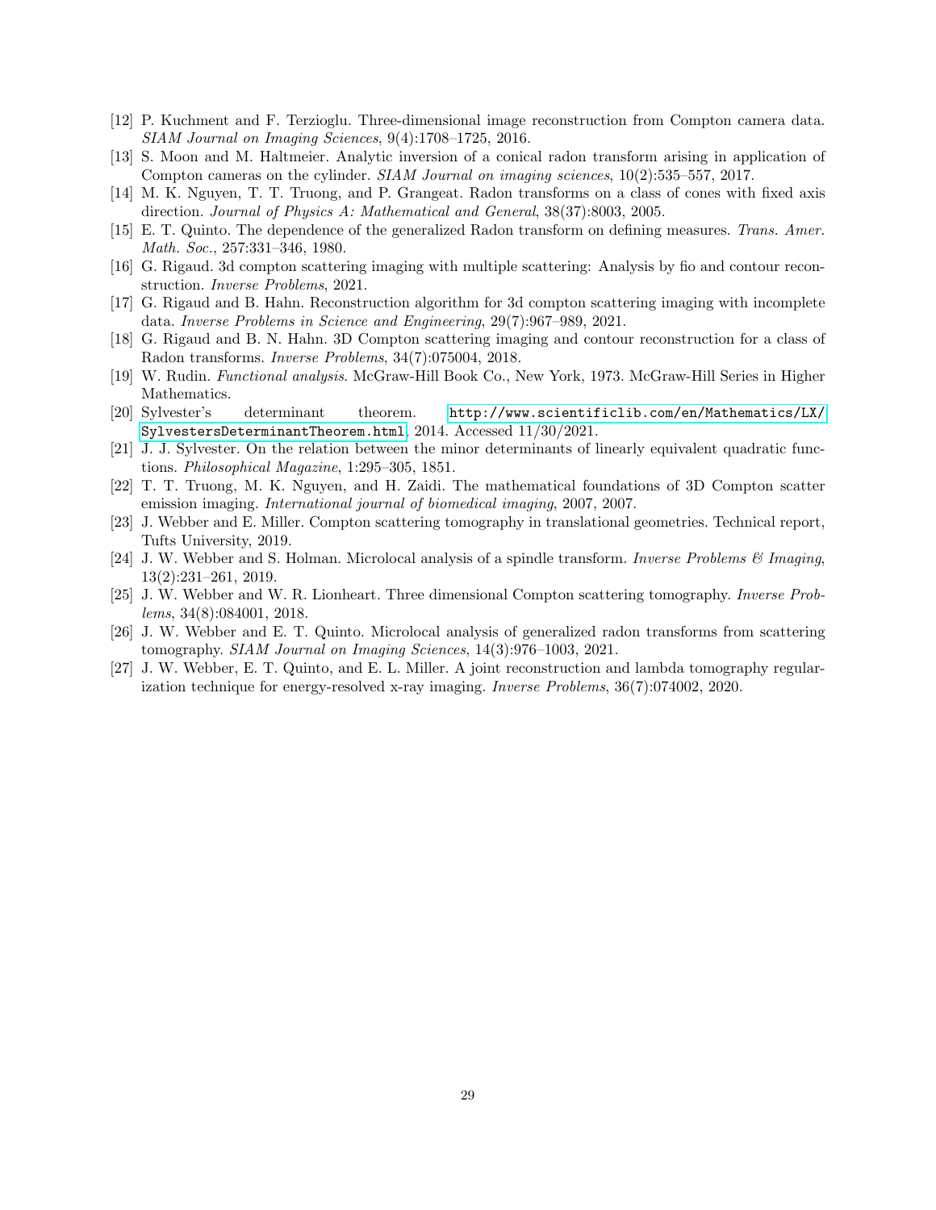[12] P. Kuchment and F. Terzioglu. Three-dimensional image reconstruction from Compton camera data. *SIAM Journal on Imaging Sciences*, 9(4):1708–1725, 2016.

[13] S. Moon and M. Haltmeier. Analytic inversion of a conical radon transform arising in application of Compton cameras on the cylinder. *SIAM Journal on imaging sciences*, 10(2):535–557, 2017.

[14] M. K. Nguyen, T. T. Truong, and P. Grangeat. Radon transforms on a class of cones with fixed axis direction. *Journal of Physics A: Mathematical and General*, 38(37):8003, 2005.

[15] E. T. Quinto. The dependence of the generalized Radon transform on defining measures. *Trans. Amer. Math. Soc.*, 257:331–346, 1980.

[16] G. Rigaud. 3d compton scattering imaging with multiple scattering: Analysis by fio and contour reconstruction. *Inverse Problems*, 2021.

[17] G. Rigaud and B. Hahn. Reconstruction algorithm for 3d compton scattering imaging with incomplete data. *Inverse Problems in Science and Engineering*, 29(7):967–989, 2021.

[18] G. Rigaud and B. N. Hahn. 3D Compton scattering imaging and contour reconstruction for a class of Radon transforms. *Inverse Problems*, 34(7):075004, 2018.

[19] W. Rudin. *Functional analysis*. McGraw-Hill Book Co., New York, 1973. McGraw-Hill Series in Higher Mathematics.

[20] Sylvester's determinant theorem. http://www.scientificlib.com/en/Mathematics/LX/SylvestersDeterminantTheorem.html, 2014. Accessed 11/30/2021.

[21] J. J. Sylvester. On the relation between the minor determinants of linearly equivalent quadratic functions. *Philosophical Magazine*, 1:295–305, 1851.

[22] T. T. Truong, M. K. Nguyen, and H. Zaidi. The mathematical foundations of 3D Compton scatter emission imaging. *International journal of biomedical imaging*, 2007, 2007.

[23] J. Webber and E. Miller. Compton scattering tomography in translational geometries. Technical report, Tufts University, 2019.

[24] J. W. Webber and S. Holman. Microlocal analysis of a spindle transform. *Inverse Problems & Imaging*, 13(2):231–261, 2019.

[25] J. W. Webber and W. R. Lionheart. Three dimensional Compton scattering tomography. *Inverse Problems*, 34(8):084001, 2018.

[26] J. W. Webber and E. T. Quinto. Microlocal analysis of generalized radon transforms from scattering tomography. *SIAM Journal on Imaging Sciences*, 14(3):976–1003, 2021.

[27] J. W. Webber, E. T. Quinto, and E. L. Miller. A joint reconstruction and lambda tomography regularization technique for energy-resolved x-ray imaging. *Inverse Problems*, 36(7):074002, 2020.